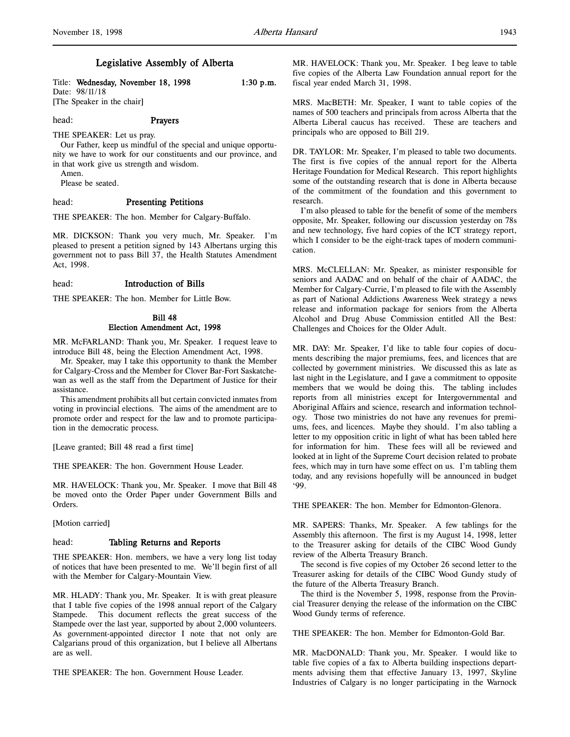# Legislative Assembly of Alberta

Title: **Wednesday, November 18, 1998** 1:30 p.m.
Date: 98/11/18
[The Speaker in the chair]

head: **Prayers**

THE SPEAKER: Let us pray.

Our Father, keep us mindful of the special and unique opportunity we have to work for our constituents and our province, and in that work give us strength and wisdom.

Amen.

Please be seated.

head: **Presenting Petitions**

THE SPEAKER: The hon. Member for Calgary-Buffalo.

MR. DICKSON: Thank you very much, Mr. Speaker. I'm pleased to present a petition signed by 143 Albertans urging this government not to pass Bill 37, the Health Statutes Amendment Act, 1998.

head: **Introduction of Bills**

THE SPEAKER: The hon. Member for Little Bow.

**Bill 48**
**Election Amendment Act, 1998**

MR. McFARLAND: Thank you, Mr. Speaker. I request leave to introduce Bill 48, being the Election Amendment Act, 1998.

Mr. Speaker, may I take this opportunity to thank the Member for Calgary-Cross and the Member for Clover Bar-Fort Saskatchewan as well as the staff from the Department of Justice for their assistance.

This amendment prohibits all but certain convicted inmates from voting in provincial elections. The aims of the amendment are to promote order and respect for the law and to promote participation in the democratic process.

[Leave granted; Bill 48 read a first time]

THE SPEAKER: The hon. Government House Leader.

MR. HAVELOCK: Thank you, Mr. Speaker. I move that Bill 48 be moved onto the Order Paper under Government Bills and Orders.

[Motion carried]

head: **Tabling Returns and Reports**

THE SPEAKER: Hon. members, we have a very long list today of notices that have been presented to me. We'll begin first of all with the Member for Calgary-Mountain View.

MR. HLADY: Thank you, Mr. Speaker. It is with great pleasure that I table five copies of the 1998 annual report of the Calgary Stampede. This document reflects the great success of the Stampede over the last year, supported by about 2,000 volunteers. As government-appointed director I note that not only are Calgarians proud of this organization, but I believe all Albertans are as well.

THE SPEAKER: The hon. Government House Leader.

MR. HAVELOCK: Thank you, Mr. Speaker. I beg leave to table five copies of the Alberta Law Foundation annual report for the fiscal year ended March 31, 1998.

MRS. MacBETH: Mr. Speaker, I want to table copies of the names of 500 teachers and principals from across Alberta that the Alberta Liberal caucus has received. These are teachers and principals who are opposed to Bill 219.

DR. TAYLOR: Mr. Speaker, I'm pleased to table two documents. The first is five copies of the annual report for the Alberta Heritage Foundation for Medical Research. This report highlights some of the outstanding research that is done in Alberta because of the commitment of the foundation and this government to research.

I'm also pleased to table for the benefit of some of the members opposite, Mr. Speaker, following our discussion yesterday on 78s and new technology, five hard copies of the ICT strategy report, which I consider to be the eight-track tapes of modern communication.

MRS. McCLELLAN: Mr. Speaker, as minister responsible for seniors and AADAC and on behalf of the chair of AADAC, the Member for Calgary-Currie, I'm pleased to file with the Assembly as part of National Addictions Awareness Week strategy a news release and information package for seniors from the Alberta Alcohol and Drug Abuse Commission entitled All the Best: Challenges and Choices for the Older Adult.

MR. DAY: Mr. Speaker, I'd like to table four copies of documents describing the major premiums, fees, and licences that are collected by government ministries. We discussed this as late as last night in the Legislature, and I gave a commitment to opposite members that we would be doing this. The tabling includes reports from all ministries except for Intergovernmental and Aboriginal Affairs and science, research and information technology. Those two ministries do not have any revenues for premiums, fees, and licences. Maybe they should. I'm also tabling a letter to my opposition critic in light of what has been tabled here for information for him. These fees will all be reviewed and looked at in light of the Supreme Court decision related to probate fees, which may in turn have some effect on us. I'm tabling them today, and any revisions hopefully will be announced in budget '99.

THE SPEAKER: The hon. Member for Edmonton-Glenora.

MR. SAPERS: Thanks, Mr. Speaker. A few tablings for the Assembly this afternoon. The first is my August 14, 1998, letter to the Treasurer asking for details of the CIBC Wood Gundy review of the Alberta Treasury Branch.

The second is five copies of my October 26 second letter to the Treasurer asking for details of the CIBC Wood Gundy study of the future of the Alberta Treasury Branch.

The third is the November 5, 1998, response from the Provincial Treasurer denying the release of the information on the CIBC Wood Gundy terms of reference.

THE SPEAKER: The hon. Member for Edmonton-Gold Bar.

MR. MacDONALD: Thank you, Mr. Speaker. I would like to table five copies of a fax to Alberta building inspections departments advising them that effective January 13, 1997, Skyline Industries of Calgary is no longer participating in the Warnock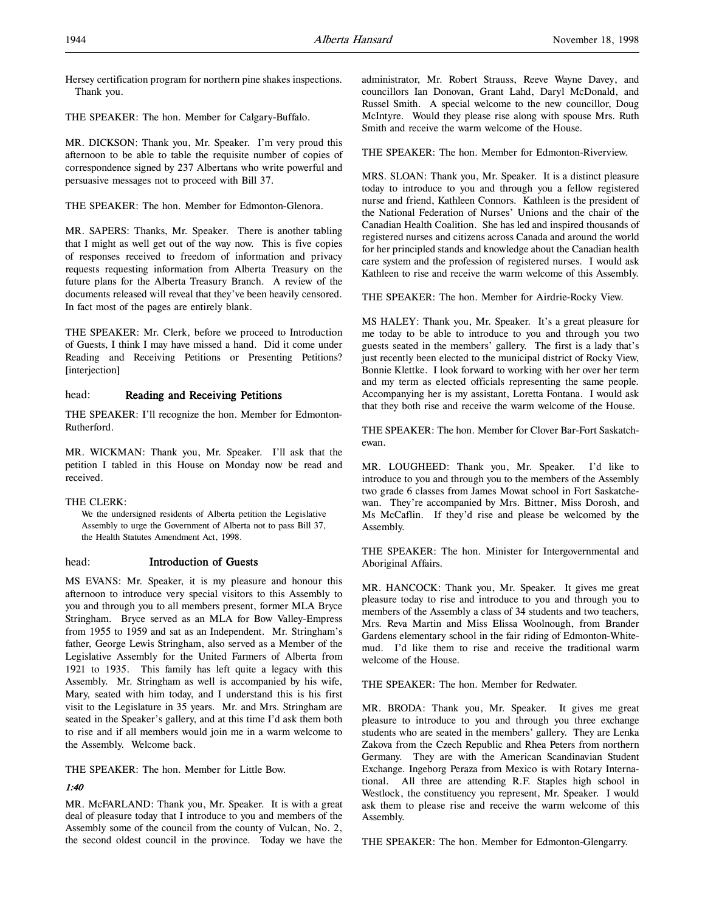Hersey certification program for northern pine shakes inspections. Thank you.

THE SPEAKER: The hon. Member for Calgary-Buffalo.

MR. DICKSON: Thank you, Mr. Speaker. I'm very proud this afternoon to be able to table the requisite number of copies of correspondence signed by 237 Albertans who write powerful and persuasive messages not to proceed with Bill 37.

THE SPEAKER: The hon. Member for Edmonton-Glenora.

MR. SAPERS: Thanks, Mr. Speaker. There is another tabling that I might as well get out of the way now. This is five copies of responses received to freedom of information and privacy requests requesting information from Alberta Treasury on the future plans for the Alberta Treasury Branch. A review of the documents released will reveal that they've been heavily censored. In fact most of the pages are entirely blank.

THE SPEAKER: Mr. Clerk, before we proceed to Introduction of Guests, I think I may have missed a hand. Did it come under Reading and Receiving Petitions or Presenting Petitions? [interjection]

## head: Reading and Receiving Petitions

THE SPEAKER: I'll recognize the hon. Member for Edmonton-Rutherford.

MR. WICKMAN: Thank you, Mr. Speaker. I'll ask that the petition I tabled in this House on Monday now be read and received.

THE CLERK:

> We the undersigned residents of Alberta petition the Legislative Assembly to urge the Government of Alberta not to pass Bill 37, the Health Statutes Amendment Act, 1998.

## head: Introduction of Guests

MS EVANS: Mr. Speaker, it is my pleasure and honour this afternoon to introduce very special visitors to this Assembly to you and through you to all members present, former MLA Bryce Stringham. Bryce served as an MLA for Bow Valley-Empress from 1955 to 1959 and sat as an Independent. Mr. Stringham's father, George Lewis Stringham, also served as a Member of the Legislative Assembly for the United Farmers of Alberta from 1921 to 1935. This family has left quite a legacy with this Assembly. Mr. Stringham as well is accompanied by his wife, Mary, seated with him today, and I understand this is his first visit to the Legislature in 35 years. Mr. and Mrs. Stringham are seated in the Speaker's gallery, and at this time I'd ask them both to rise and if all members would join me in a warm welcome to the Assembly. Welcome back.

THE SPEAKER: The hon. Member for Little Bow.

*1:40*

MR. McFARLAND: Thank you, Mr. Speaker. It is with a great deal of pleasure today that I introduce to you and members of the Assembly some of the council from the county of Vulcan, No. 2, the second oldest council in the province. Today we have the administrator, Mr. Robert Strauss, Reeve Wayne Davey, and councillors Ian Donovan, Grant Lahd, Daryl McDonald, and Russel Smith. A special welcome to the new councillor, Doug McIntyre. Would they please rise along with spouse Mrs. Ruth Smith and receive the warm welcome of the House.

THE SPEAKER: The hon. Member for Edmonton-Riverview.

MRS. SLOAN: Thank you, Mr. Speaker. It is a distinct pleasure today to introduce to you and through you a fellow registered nurse and friend, Kathleen Connors. Kathleen is the president of the National Federation of Nurses' Unions and the chair of the Canadian Health Coalition. She has led and inspired thousands of registered nurses and citizens across Canada and around the world for her principled stands and knowledge about the Canadian health care system and the profession of registered nurses. I would ask Kathleen to rise and receive the warm welcome of this Assembly.

THE SPEAKER: The hon. Member for Airdrie-Rocky View.

MS HALEY: Thank you, Mr. Speaker. It's a great pleasure for me today to be able to introduce to you and through you two guests seated in the members' gallery. The first is a lady that's just recently been elected to the municipal district of Rocky View, Bonnie Klettke. I look forward to working with her over her term and my term as elected officials representing the same people. Accompanying her is my assistant, Loretta Fontana. I would ask that they both rise and receive the warm welcome of the House.

THE SPEAKER: The hon. Member for Clover Bar-Fort Saskatchewan.

MR. LOUGHEED: Thank you, Mr. Speaker. I'd like to introduce to you and through you to the members of the Assembly two grade 6 classes from James Mowat school in Fort Saskatchewan. They're accompanied by Mrs. Bittner, Miss Dorosh, and Ms McCaflin. If they'd rise and please be welcomed by the Assembly.

THE SPEAKER: The hon. Minister for Intergovernmental and Aboriginal Affairs.

MR. HANCOCK: Thank you, Mr. Speaker. It gives me great pleasure today to rise and introduce to you and through you to members of the Assembly a class of 34 students and two teachers, Mrs. Reva Martin and Miss Elissa Woolnough, from Brander Gardens elementary school in the fair riding of Edmonton-Whitemud. I'd like them to rise and receive the traditional warm welcome of the House.

THE SPEAKER: The hon. Member for Redwater.

MR. BRODA: Thank you, Mr. Speaker. It gives me great pleasure to introduce to you and through you three exchange students who are seated in the members' gallery. They are Lenka Zakova from the Czech Republic and Rhea Peters from northern Germany. They are with the American Scandinavian Student Exchange. Ingeborg Peraza from Mexico is with Rotary International. All three are attending R.F. Staples high school in Westlock, the constituency you represent, Mr. Speaker. I would ask them to please rise and receive the warm welcome of this Assembly.

THE SPEAKER: The hon. Member for Edmonton-Glengarry.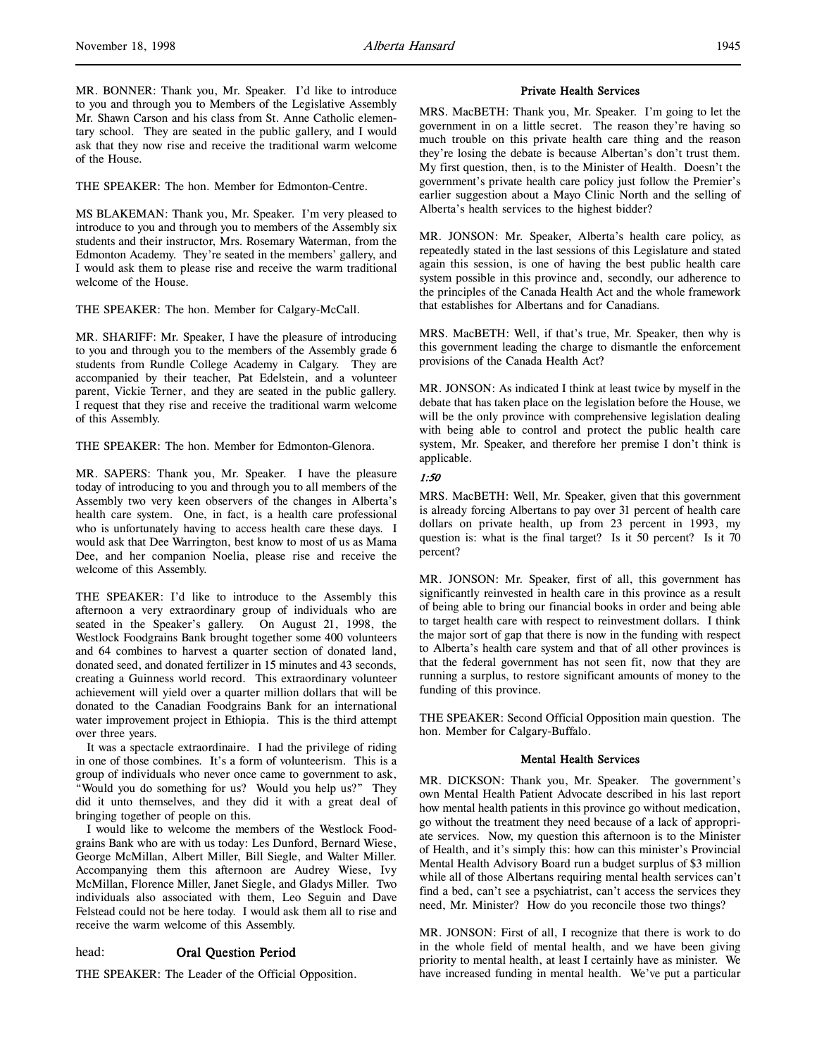MR. BONNER: Thank you, Mr. Speaker. I'd like to introduce to you and through you to Members of the Legislative Assembly Mr. Shawn Carson and his class from St. Anne Catholic elementary school. They are seated in the public gallery, and I would ask that they now rise and receive the traditional warm welcome of the House.

THE SPEAKER: The hon. Member for Edmonton-Centre.

MS BLAKEMAN: Thank you, Mr. Speaker. I'm very pleased to introduce to you and through you to members of the Assembly six students and their instructor, Mrs. Rosemary Waterman, from the Edmonton Academy. They're seated in the members' gallery, and I would ask them to please rise and receive the warm traditional welcome of the House.

THE SPEAKER: The hon. Member for Calgary-McCall.

MR. SHARIFF: Mr. Speaker, I have the pleasure of introducing to you and through you to the members of the Assembly grade 6 students from Rundle College Academy in Calgary. They are accompanied by their teacher, Pat Edelstein, and a volunteer parent, Vickie Terner, and they are seated in the public gallery. I request that they rise and receive the traditional warm welcome of this Assembly.

THE SPEAKER: The hon. Member for Edmonton-Glenora.

MR. SAPERS: Thank you, Mr. Speaker. I have the pleasure today of introducing to you and through you to all members of the Assembly two very keen observers of the changes in Alberta's health care system. One, in fact, is a health care professional who is unfortunately having to access health care these days. I would ask that Dee Warrington, best know to most of us as Mama Dee, and her companion Noelia, please rise and receive the welcome of this Assembly.

THE SPEAKER: I'd like to introduce to the Assembly this afternoon a very extraordinary group of individuals who are seated in the Speaker's gallery. On August 21, 1998, the Westlock Foodgrains Bank brought together some 400 volunteers and 64 combines to harvest a quarter section of donated land, donated seed, and donated fertilizer in 15 minutes and 43 seconds, creating a Guinness world record. This extraordinary volunteer achievement will yield over a quarter million dollars that will be donated to the Canadian Foodgrains Bank for an international water improvement project in Ethiopia. This is the third attempt over three years.

It was a spectacle extraordinaire. I had the privilege of riding in one of those combines. It's a form of volunteerism. This is a group of individuals who never once came to government to ask, "Would you do something for us? Would you help us?" They did it unto themselves, and they did it with a great deal of bringing together of people on this.

I would like to welcome the members of the Westlock Foodgrains Bank who are with us today: Les Dunford, Bernard Wiese, George McMillan, Albert Miller, Bill Siegle, and Walter Miller. Accompanying them this afternoon are Audrey Wiese, Ivy McMillan, Florence Miller, Janet Siegle, and Gladys Miller. Two individuals also associated with them, Leo Seguin and Dave Felstead could not be here today. I would ask them all to rise and receive the warm welcome of this Assembly.

head: **Oral Question Period**

THE SPEAKER: The Leader of the Official Opposition.

### Private Health Services

MRS. MacBETH: Thank you, Mr. Speaker. I'm going to let the government in on a little secret. The reason they're having so much trouble on this private health care thing and the reason they're losing the debate is because Albertan's don't trust them. My first question, then, is to the Minister of Health. Doesn't the government's private health care policy just follow the Premier's earlier suggestion about a Mayo Clinic North and the selling of Alberta's health services to the highest bidder?

MR. JONSON: Mr. Speaker, Alberta's health care policy, as repeatedly stated in the last sessions of this Legislature and stated again this session, is one of having the best public health care system possible in this province and, secondly, our adherence to the principles of the Canada Health Act and the whole framework that establishes for Albertans and for Canadians.

MRS. MacBETH: Well, if that's true, Mr. Speaker, then why is this government leading the charge to dismantle the enforcement provisions of the Canada Health Act?

MR. JONSON: As indicated I think at least twice by myself in the debate that has taken place on the legislation before the House, we will be the only province with comprehensive legislation dealing with being able to control and protect the public health care system, Mr. Speaker, and therefore her premise I don't think is applicable.

*1:50*

MRS. MacBETH: Well, Mr. Speaker, given that this government is already forcing Albertans to pay over 31 percent of health care dollars on private health, up from 23 percent in 1993, my question is: what is the final target? Is it 50 percent? Is it 70 percent?

MR. JONSON: Mr. Speaker, first of all, this government has significantly reinvested in health care in this province as a result of being able to bring our financial books in order and being able to target health care with respect to reinvestment dollars. I think the major sort of gap that there is now in the funding with respect to Alberta's health care system and that of all other provinces is that the federal government has not seen fit, now that they are running a surplus, to restore significant amounts of money to the funding of this province.

THE SPEAKER: Second Official Opposition main question. The hon. Member for Calgary-Buffalo.

### Mental Health Services

MR. DICKSON: Thank you, Mr. Speaker. The government's own Mental Health Patient Advocate described in his last report how mental health patients in this province go without medication, go without the treatment they need because of a lack of appropriate services. Now, my question this afternoon is to the Minister of Health, and it's simply this: how can this minister's Provincial Mental Health Advisory Board run a budget surplus of $3 million while all of those Albertans requiring mental health services can't find a bed, can't see a psychiatrist, can't access the services they need, Mr. Minister? How do you reconcile those two things?

MR. JONSON: First of all, I recognize that there is work to do in the whole field of mental health, and we have been giving priority to mental health, at least I certainly have as minister. We have increased funding in mental health. We've put a particular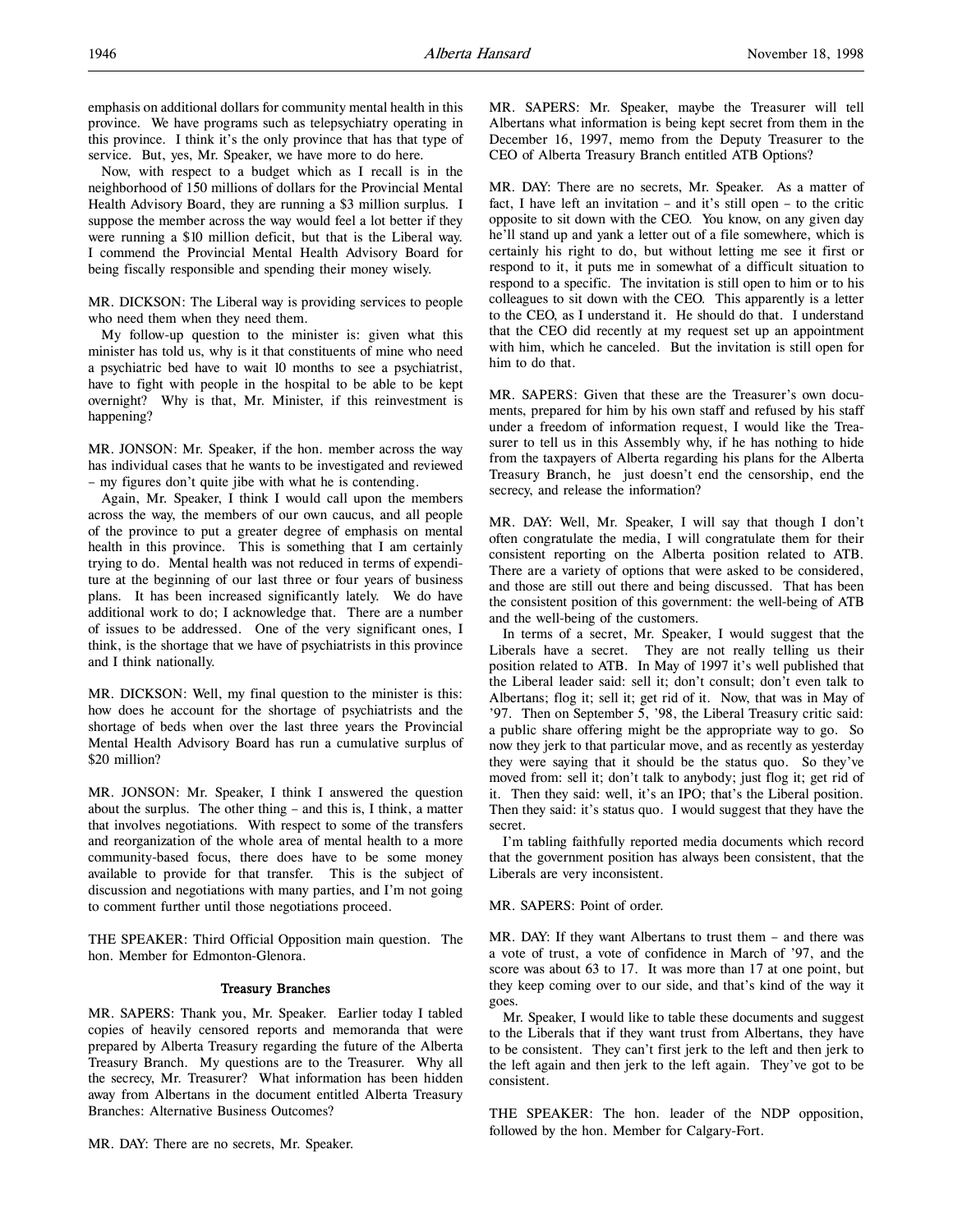emphasis on additional dollars for community mental health in this province. We have programs such as telepsychiatry operating in this province. I think it's the only province that has that type of service. But, yes, Mr. Speaker, we have more to do here.

Now, with respect to a budget which as I recall is in the neighborhood of 150 millions of dollars for the Provincial Mental Health Advisory Board, they are running a $3 million surplus. I suppose the member across the way would feel a lot better if they were running a $10 million deficit, but that is the Liberal way. I commend the Provincial Mental Health Advisory Board for being fiscally responsible and spending their money wisely.

MR. DICKSON: The Liberal way is providing services to people who need them when they need them.

My follow-up question to the minister is: given what this minister has told us, why is it that constituents of mine who need a psychiatric bed have to wait 10 months to see a psychiatrist, have to fight with people in the hospital to be able to be kept overnight? Why is that, Mr. Minister, if this reinvestment is happening?

MR. JONSON: Mr. Speaker, if the hon. member across the way has individual cases that he wants to be investigated and reviewed – my figures don't quite jibe with what he is contending.

Again, Mr. Speaker, I think I would call upon the members across the way, the members of our own caucus, and all people of the province to put a greater degree of emphasis on mental health in this province. This is something that I am certainly trying to do. Mental health was not reduced in terms of expenditure at the beginning of our last three or four years of business plans. It has been increased significantly lately. We do have additional work to do; I acknowledge that. There are a number of issues to be addressed. One of the very significant ones, I think, is the shortage that we have of psychiatrists in this province and I think nationally.

MR. DICKSON: Well, my final question to the minister is this: how does he account for the shortage of psychiatrists and the shortage of beds when over the last three years the Provincial Mental Health Advisory Board has run a cumulative surplus of $20 million?

MR. JONSON: Mr. Speaker, I think I answered the question about the surplus. The other thing – and this is, I think, a matter that involves negotiations. With respect to some of the transfers and reorganization of the whole area of mental health to a more community-based focus, there does have to be some money available to provide for that transfer. This is the subject of discussion and negotiations with many parties, and I'm not going to comment further until those negotiations proceed.

THE SPEAKER: Third Official Opposition main question. The hon. Member for Edmonton-Glenora.

### Treasury Branches

MR. SAPERS: Thank you, Mr. Speaker. Earlier today I tabled copies of heavily censored reports and memoranda that were prepared by Alberta Treasury regarding the future of the Alberta Treasury Branch. My questions are to the Treasurer. Why all the secrecy, Mr. Treasurer? What information has been hidden away from Albertans in the document entitled Alberta Treasury Branches: Alternative Business Outcomes?

MR. DAY: There are no secrets, Mr. Speaker.

MR. SAPERS: Mr. Speaker, maybe the Treasurer will tell Albertans what information is being kept secret from them in the December 16, 1997, memo from the Deputy Treasurer to the CEO of Alberta Treasury Branch entitled ATB Options?

MR. DAY: There are no secrets, Mr. Speaker. As a matter of fact, I have left an invitation – and it's still open – to the critic opposite to sit down with the CEO. You know, on any given day he'll stand up and yank a letter out of a file somewhere, which is certainly his right to do, but without letting me see it first or respond to it, it puts me in somewhat of a difficult situation to respond to a specific. The invitation is still open to him or to his colleagues to sit down with the CEO. This apparently is a letter to the CEO, as I understand it. He should do that. I understand that the CEO did recently at my request set up an appointment with him, which he canceled. But the invitation is still open for him to do that.

MR. SAPERS: Given that these are the Treasurer's own documents, prepared for him by his own staff and refused by his staff under a freedom of information request, I would like the Treasurer to tell us in this Assembly why, if he has nothing to hide from the taxpayers of Alberta regarding his plans for the Alberta Treasury Branch, he just doesn't end the censorship, end the secrecy, and release the information?

MR. DAY: Well, Mr. Speaker, I will say that though I don't often congratulate the media, I will congratulate them for their consistent reporting on the Alberta position related to ATB. There are a variety of options that were asked to be considered, and those are still out there and being discussed. That has been the consistent position of this government: the well-being of ATB and the well-being of the customers.

In terms of a secret, Mr. Speaker, I would suggest that the Liberals have a secret. They are not really telling us their position related to ATB. In May of 1997 it's well published that the Liberal leader said: sell it; don't consult; don't even talk to Albertans; flog it; sell it; get rid of it. Now, that was in May of '97. Then on September 5, '98, the Liberal Treasury critic said: a public share offering might be the appropriate way to go. So now they jerk to that particular move, and as recently as yesterday they were saying that it should be the status quo. So they've moved from: sell it; don't talk to anybody; just flog it; get rid of it. Then they said: well, it's an IPO; that's the Liberal position. Then they said: it's status quo. I would suggest that they have the secret.

I'm tabling faithfully reported media documents which record that the government position has always been consistent, that the Liberals are very inconsistent.

MR. SAPERS: Point of order.

MR. DAY: If they want Albertans to trust them – and there was a vote of trust, a vote of confidence in March of '97, and the score was about 63 to 17. It was more than 17 at one point, but they keep coming over to our side, and that's kind of the way it goes.

Mr. Speaker, I would like to table these documents and suggest to the Liberals that if they want trust from Albertans, they have to be consistent. They can't first jerk to the left and then jerk to the left again and then jerk to the left again. They've got to be consistent.

THE SPEAKER: The hon. leader of the NDP opposition, followed by the hon. Member for Calgary-Fort.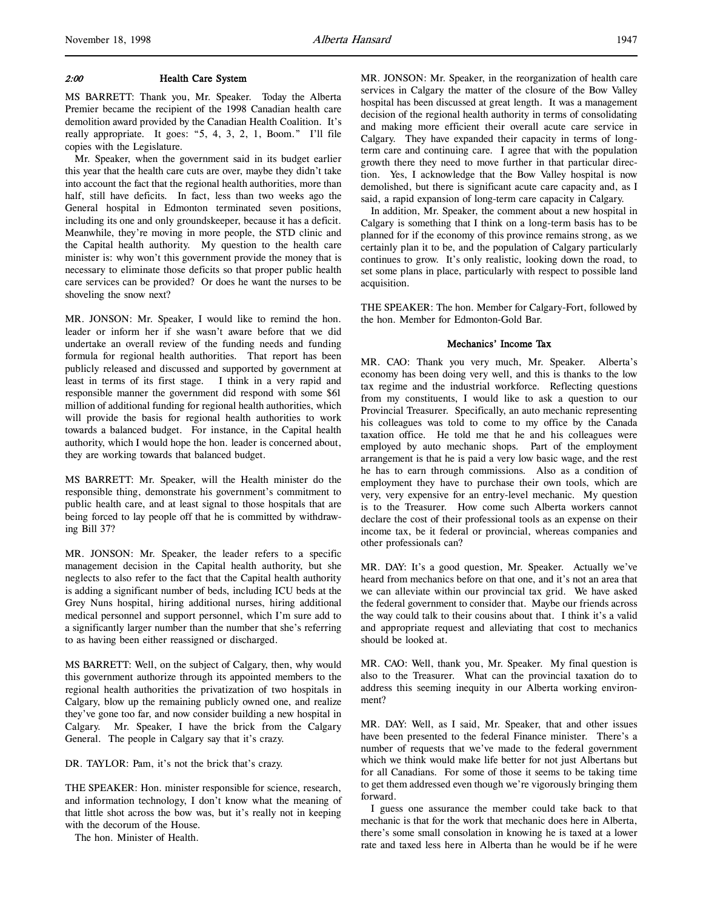*2:00* **Health Care System**

MS BARRETT: Thank you, Mr. Speaker. Today the Alberta Premier became the recipient of the 1998 Canadian health care demolition award provided by the Canadian Health Coalition. It's really appropriate. It goes: "5, 4, 3, 2, 1, Boom." I'll file copies with the Legislature.

Mr. Speaker, when the government said in its budget earlier this year that the health care cuts are over, maybe they didn't take into account the fact that the regional health authorities, more than half, still have deficits. In fact, less than two weeks ago the General hospital in Edmonton terminated seven positions, including its one and only groundskeeper, because it has a deficit. Meanwhile, they're moving in more people, the STD clinic and the Capital health authority. My question to the health care minister is: why won't this government provide the money that is necessary to eliminate those deficits so that proper public health care services can be provided? Or does he want the nurses to be shoveling the snow next?

MR. JONSON: Mr. Speaker, I would like to remind the hon. leader or inform her if she wasn't aware before that we did undertake an overall review of the funding needs and funding formula for regional health authorities. That report has been publicly released and discussed and supported by government at least in terms of its first stage. I think in a very rapid and responsible manner the government did respond with some $61 million of additional funding for regional health authorities, which will provide the basis for regional health authorities to work towards a balanced budget. For instance, in the Capital health authority, which I would hope the hon. leader is concerned about, they are working towards that balanced budget.

MS BARRETT: Mr. Speaker, will the Health minister do the responsible thing, demonstrate his government's commitment to public health care, and at least signal to those hospitals that are being forced to lay people off that he is committed by withdrawing Bill 37?

MR. JONSON: Mr. Speaker, the leader refers to a specific management decision in the Capital health authority, but she neglects to also refer to the fact that the Capital health authority is adding a significant number of beds, including ICU beds at the Grey Nuns hospital, hiring additional nurses, hiring additional medical personnel and support personnel, which I'm sure add to a significantly larger number than the number that she's referring to as having been either reassigned or discharged.

MS BARRETT: Well, on the subject of Calgary, then, why would this government authorize through its appointed members to the regional health authorities the privatization of two hospitals in Calgary, blow up the remaining publicly owned one, and realize they've gone too far, and now consider building a new hospital in Calgary. Mr. Speaker, I have the brick from the Calgary General. The people in Calgary say that it's crazy.

DR. TAYLOR: Pam, it's not the brick that's crazy.

THE SPEAKER: Hon. minister responsible for science, research, and information technology, I don't know what the meaning of that little shot across the bow was, but it's really not in keeping with the decorum of the House.

The hon. Minister of Health.

MR. JONSON: Mr. Speaker, in the reorganization of health care services in Calgary the matter of the closure of the Bow Valley hospital has been discussed at great length. It was a management decision of the regional health authority in terms of consolidating and making more efficient their overall acute care service in Calgary. They have expanded their capacity in terms of long-term care and continuing care. I agree that with the population growth there they need to move further in that particular direction. Yes, I acknowledge that the Bow Valley hospital is now demolished, but there is significant acute care capacity and, as I said, a rapid expansion of long-term care capacity in Calgary.

In addition, Mr. Speaker, the comment about a new hospital in Calgary is something that I think on a long-term basis has to be planned for if the economy of this province remains strong, as we certainly plan it to be, and the population of Calgary particularly continues to grow. It's only realistic, looking down the road, to set some plans in place, particularly with respect to possible land acquisition.

THE SPEAKER: The hon. Member for Calgary-Fort, followed by the hon. Member for Edmonton-Gold Bar.

**Mechanics' Income Tax**

MR. CAO: Thank you very much, Mr. Speaker. Alberta's economy has been doing very well, and this is thanks to the low tax regime and the industrial workforce. Reflecting questions from my constituents, I would like to ask a question to our Provincial Treasurer. Specifically, an auto mechanic representing his colleagues was told to come to my office by the Canada taxation office. He told me that he and his colleagues were employed by auto mechanic shops. Part of the employment arrangement is that he is paid a very low basic wage, and the rest he has to earn through commissions. Also as a condition of employment they have to purchase their own tools, which are very, very expensive for an entry-level mechanic. My question is to the Treasurer. How come such Alberta workers cannot declare the cost of their professional tools as an expense on their income tax, be it federal or provincial, whereas companies and other professionals can?

MR. DAY: It's a good question, Mr. Speaker. Actually we've heard from mechanics before on that one, and it's not an area that we can alleviate within our provincial tax grid. We have asked the federal government to consider that. Maybe our friends across the way could talk to their cousins about that. I think it's a valid and appropriate request and alleviating that cost to mechanics should be looked at.

MR. CAO: Well, thank you, Mr. Speaker. My final question is also to the Treasurer. What can the provincial taxation do to address this seeming inequity in our Alberta working environment?

MR. DAY: Well, as I said, Mr. Speaker, that and other issues have been presented to the federal Finance minister. There's a number of requests that we've made to the federal government which we think would make life better for not just Albertans but for all Canadians. For some of those it seems to be taking time to get them addressed even though we're vigorously bringing them forward.

I guess one assurance the member could take back to that mechanic is that for the work that mechanic does here in Alberta, there's some small consolation in knowing he is taxed at a lower rate and taxed less here in Alberta than he would be if he were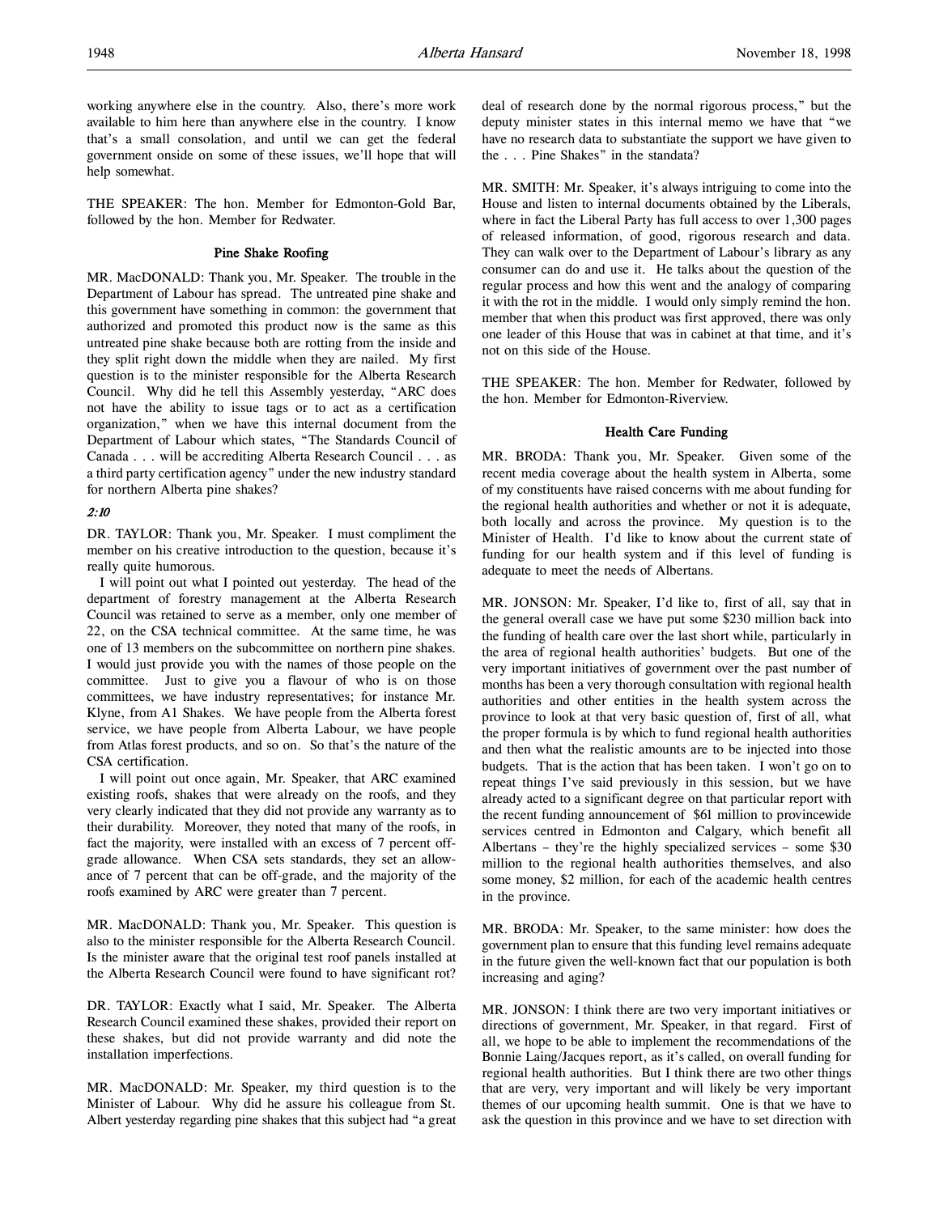working anywhere else in the country. Also, there's more work available to him here than anywhere else in the country. I know that's a small consolation, and until we can get the federal government onside on some of these issues, we'll hope that will help somewhat.

THE SPEAKER: The hon. Member for Edmonton-Gold Bar, followed by the hon. Member for Redwater.

## Pine Shake Roofing

MR. MacDONALD: Thank you, Mr. Speaker. The trouble in the Department of Labour has spread. The untreated pine shake and this government have something in common: the government that authorized and promoted this product now is the same as this untreated pine shake because both are rotting from the inside and they split right down the middle when they are nailed. My first question is to the minister responsible for the Alberta Research Council. Why did he tell this Assembly yesterday, "ARC does not have the ability to issue tags or to act as a certification organization," when we have this internal document from the Department of Labour which states, "The Standards Council of Canada . . . will be accrediting Alberta Research Council . . . as a third party certification agency" under the new industry standard for northern Alberta pine shakes?

*2:10*

DR. TAYLOR: Thank you, Mr. Speaker. I must compliment the member on his creative introduction to the question, because it's really quite humorous.

I will point out what I pointed out yesterday. The head of the department of forestry management at the Alberta Research Council was retained to serve as a member, only one member of 22, on the CSA technical committee. At the same time, he was one of 13 members on the subcommittee on northern pine shakes. I would just provide you with the names of those people on the committee. Just to give you a flavour of who is on those committees, we have industry representatives; for instance Mr. Klyne, from A1 Shakes. We have people from the Alberta forest service, we have people from Alberta Labour, we have people from Atlas forest products, and so on. So that's the nature of the CSA certification.

I will point out once again, Mr. Speaker, that ARC examined existing roofs, shakes that were already on the roofs, and they very clearly indicated that they did not provide any warranty as to their durability. Moreover, they noted that many of the roofs, in fact the majority, were installed with an excess of 7 percent off-grade allowance. When CSA sets standards, they set an allowance of 7 percent that can be off-grade, and the majority of the roofs examined by ARC were greater than 7 percent.

MR. MacDONALD: Thank you, Mr. Speaker. This question is also to the minister responsible for the Alberta Research Council. Is the minister aware that the original test roof panels installed at the Alberta Research Council were found to have significant rot?

DR. TAYLOR: Exactly what I said, Mr. Speaker. The Alberta Research Council examined these shakes, provided their report on these shakes, but did not provide warranty and did note the installation imperfections.

MR. MacDONALD: Mr. Speaker, my third question is to the Minister of Labour. Why did he assure his colleague from St. Albert yesterday regarding pine shakes that this subject had "a great deal of research done by the normal rigorous process," but the deputy minister states in this internal memo we have that "we have no research data to substantiate the support we have given to the . . . Pine Shakes" in the standata?

MR. SMITH: Mr. Speaker, it's always intriguing to come into the House and listen to internal documents obtained by the Liberals, where in fact the Liberal Party has full access to over 1,300 pages of released information, of good, rigorous research and data. They can walk over to the Department of Labour's library as any consumer can do and use it. He talks about the question of the regular process and how this went and the analogy of comparing it with the rot in the middle. I would only simply remind the hon. member that when this product was first approved, there was only one leader of this House that was in cabinet at that time, and it's not on this side of the House.

THE SPEAKER: The hon. Member for Redwater, followed by the hon. Member for Edmonton-Riverview.

## Health Care Funding

MR. BRODA: Thank you, Mr. Speaker. Given some of the recent media coverage about the health system in Alberta, some of my constituents have raised concerns with me about funding for the regional health authorities and whether or not it is adequate, both locally and across the province. My question is to the Minister of Health. I'd like to know about the current state of funding for our health system and if this level of funding is adequate to meet the needs of Albertans.

MR. JONSON: Mr. Speaker, I'd like to, first of all, say that in the general overall case we have put some $230 million back into the funding of health care over the last short while, particularly in the area of regional health authorities' budgets. But one of the very important initiatives of government over the past number of months has been a very thorough consultation with regional health authorities and other entities in the health system across the province to look at that very basic question of, first of all, what the proper formula is by which to fund regional health authorities and then what the realistic amounts are to be injected into those budgets. That is the action that has been taken. I won't go on to repeat things I've said previously in this session, but we have already acted to a significant degree on that particular report with the recent funding announcement of $61 million to provincewide services centred in Edmonton and Calgary, which benefit all Albertans – they're the highly specialized services – some $30 million to the regional health authorities themselves, and also some money, $2 million, for each of the academic health centres in the province.

MR. BRODA: Mr. Speaker, to the same minister: how does the government plan to ensure that this funding level remains adequate in the future given the well-known fact that our population is both increasing and aging?

MR. JONSON: I think there are two very important initiatives or directions of government, Mr. Speaker, in that regard. First of all, we hope to be able to implement the recommendations of the Bonnie Laing/Jacques report, as it's called, on overall funding for regional health authorities. But I think there are two other things that are very, very important and will likely be very important themes of our upcoming health summit. One is that we have to ask the question in this province and we have to set direction with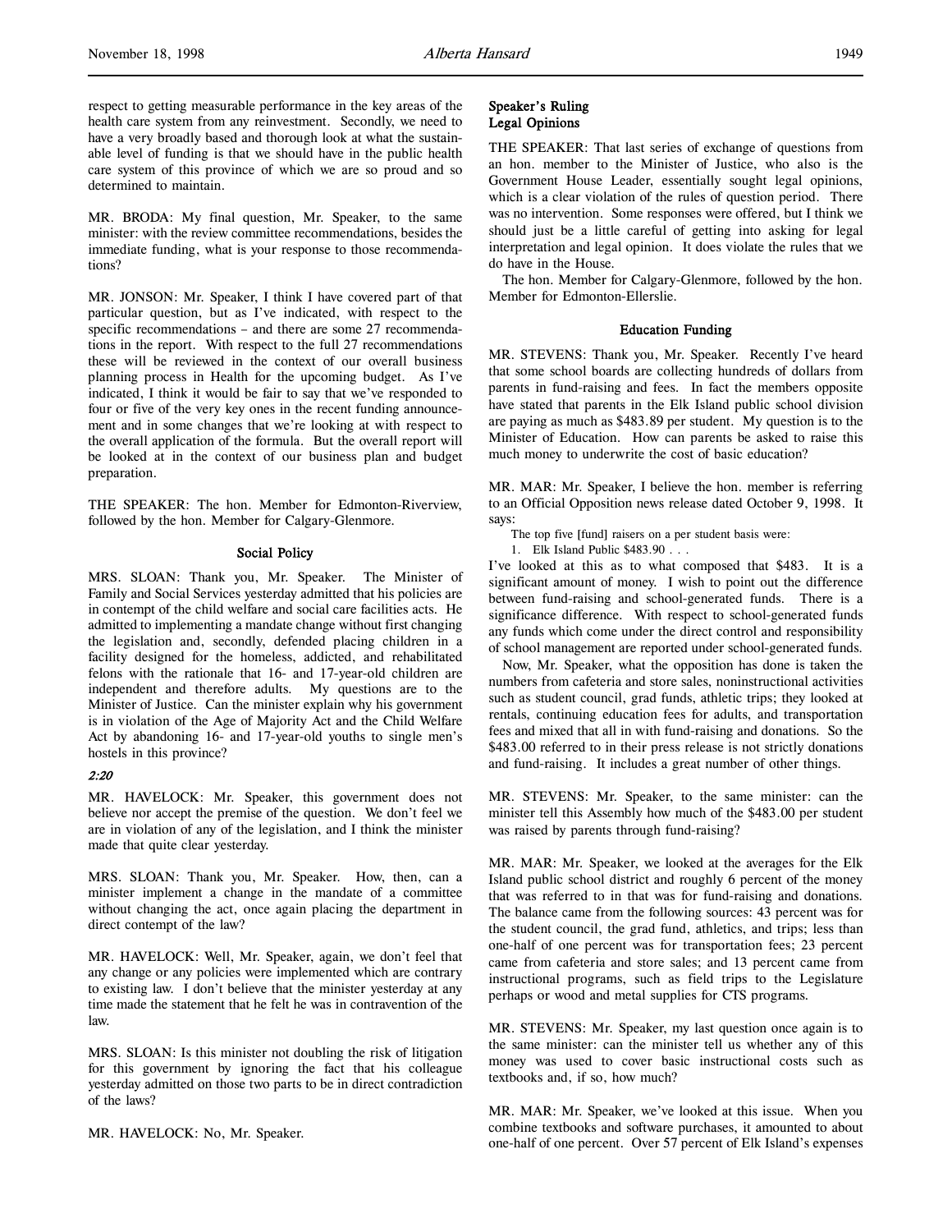respect to getting measurable performance in the key areas of the health care system from any reinvestment. Secondly, we need to have a very broadly based and thorough look at what the sustainable level of funding is that we should have in the public health care system of this province of which we are so proud and so determined to maintain.

MR. BRODA: My final question, Mr. Speaker, to the same minister: with the review committee recommendations, besides the immediate funding, what is your response to those recommendations?

MR. JONSON: Mr. Speaker, I think I have covered part of that particular question, but as I've indicated, with respect to the specific recommendations – and there are some 27 recommendations in the report. With respect to the full 27 recommendations these will be reviewed in the context of our overall business planning process in Health for the upcoming budget. As I've indicated, I think it would be fair to say that we've responded to four or five of the very key ones in the recent funding announcement and in some changes that we're looking at with respect to the overall application of the formula. But the overall report will be looked at in the context of our business plan and budget preparation.

THE SPEAKER: The hon. Member for Edmonton-Riverview, followed by the hon. Member for Calgary-Glenmore.

### Social Policy

MRS. SLOAN: Thank you, Mr. Speaker. The Minister of Family and Social Services yesterday admitted that his policies are in contempt of the child welfare and social care facilities acts. He admitted to implementing a mandate change without first changing the legislation and, secondly, defended placing children in a facility designed for the homeless, addicted, and rehabilitated felons with the rationale that 16- and 17-year-old children are independent and therefore adults. My questions are to the Minister of Justice. Can the minister explain why his government is in violation of the Age of Majority Act and the Child Welfare Act by abandoning 16- and 17-year-old youths to single men's hostels in this province?

*2:20*

MR. HAVELOCK: Mr. Speaker, this government does not believe nor accept the premise of the question. We don't feel we are in violation of any of the legislation, and I think the minister made that quite clear yesterday.

MRS. SLOAN: Thank you, Mr. Speaker. How, then, can a minister implement a change in the mandate of a committee without changing the act, once again placing the department in direct contempt of the law?

MR. HAVELOCK: Well, Mr. Speaker, again, we don't feel that any change or any policies were implemented which are contrary to existing law. I don't believe that the minister yesterday at any time made the statement that he felt he was in contravention of the law.

MRS. SLOAN: Is this minister not doubling the risk of litigation for this government by ignoring the fact that his colleague yesterday admitted on those two parts to be in direct contradiction of the laws?

MR. HAVELOCK: No, Mr. Speaker.

### Speaker's Ruling
### Legal Opinions

THE SPEAKER: That last series of exchange of questions from an hon. member to the Minister of Justice, who also is the Government House Leader, essentially sought legal opinions, which is a clear violation of the rules of question period. There was no intervention. Some responses were offered, but I think we should just be a little careful of getting into asking for legal interpretation and legal opinion. It does violate the rules that we do have in the House.

The hon. Member for Calgary-Glenmore, followed by the hon. Member for Edmonton-Ellerslie.

### Education Funding

MR. STEVENS: Thank you, Mr. Speaker. Recently I've heard that some school boards are collecting hundreds of dollars from parents in fund-raising and fees. In fact the members opposite have stated that parents in the Elk Island public school division are paying as much as $483.89 per student. My question is to the Minister of Education. How can parents be asked to raise this much money to underwrite the cost of basic education?

MR. MAR: Mr. Speaker, I believe the hon. member is referring to an Official Opposition news release dated October 9, 1998. It says:

> The top five [fund] raisers on a per student basis were:
>
> 1. Elk Island Public $483.90 . . .

I've looked at this as to what composed that $483. It is a significant amount of money. I wish to point out the difference between fund-raising and school-generated funds. There is a significance difference. With respect to school-generated funds any funds which come under the direct control and responsibility of school management are reported under school-generated funds.

Now, Mr. Speaker, what the opposition has done is taken the numbers from cafeteria and store sales, noninstructional activities such as student council, grad funds, athletic trips; they looked at rentals, continuing education fees for adults, and transportation fees and mixed that all in with fund-raising and donations. So the $483.00 referred to in their press release is not strictly donations and fund-raising. It includes a great number of other things.

MR. STEVENS: Mr. Speaker, to the same minister: can the minister tell this Assembly how much of the $483.00 per student was raised by parents through fund-raising?

MR. MAR: Mr. Speaker, we looked at the averages for the Elk Island public school district and roughly 6 percent of the money that was referred to in that was for fund-raising and donations. The balance came from the following sources: 43 percent was for the student council, the grad fund, athletics, and trips; less than one-half of one percent was for transportation fees; 23 percent came from cafeteria and store sales; and 13 percent came from instructional programs, such as field trips to the Legislature perhaps or wood and metal supplies for CTS programs.

MR. STEVENS: Mr. Speaker, my last question once again is to the same minister: can the minister tell us whether any of this money was used to cover basic instructional costs such as textbooks and, if so, how much?

MR. MAR: Mr. Speaker, we've looked at this issue. When you combine textbooks and software purchases, it amounted to about one-half of one percent. Over 57 percent of Elk Island's expenses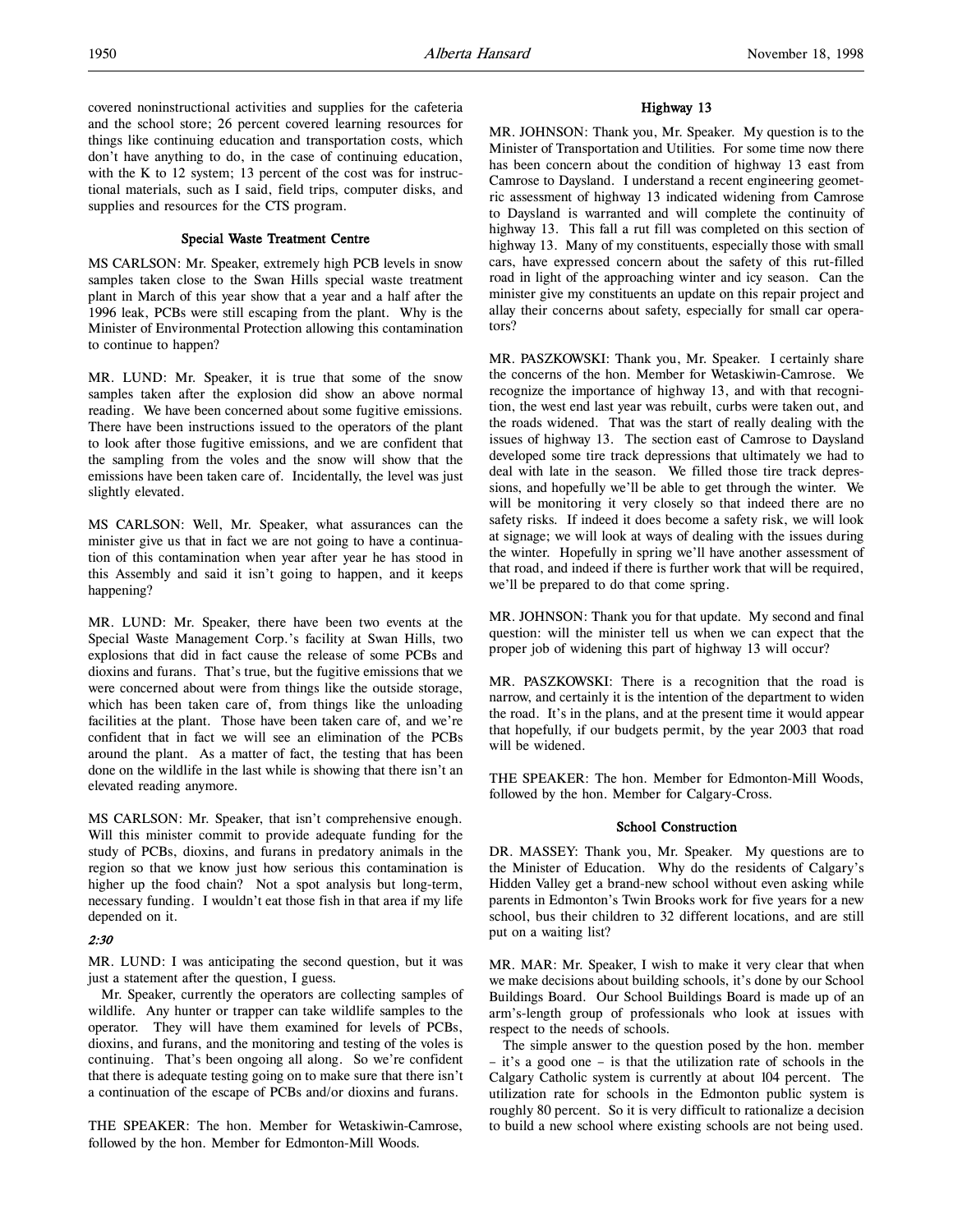covered noninstructional activities and supplies for the cafeteria and the school store; 26 percent covered learning resources for things like continuing education and transportation costs, which don't have anything to do, in the case of continuing education, with the K to 12 system; 13 percent of the cost was for instructional materials, such as I said, field trips, computer disks, and supplies and resources for the CTS program.

## Special Waste Treatment Centre

MS CARLSON: Mr. Speaker, extremely high PCB levels in snow samples taken close to the Swan Hills special waste treatment plant in March of this year show that a year and a half after the 1996 leak, PCBs were still escaping from the plant. Why is the Minister of Environmental Protection allowing this contamination to continue to happen?

MR. LUND: Mr. Speaker, it is true that some of the snow samples taken after the explosion did show an above normal reading. We have been concerned about some fugitive emissions. There have been instructions issued to the operators of the plant to look after those fugitive emissions, and we are confident that the sampling from the voles and the snow will show that the emissions have been taken care of. Incidentally, the level was just slightly elevated.

MS CARLSON: Well, Mr. Speaker, what assurances can the minister give us that in fact we are not going to have a continuation of this contamination when year after year he has stood in this Assembly and said it isn't going to happen, and it keeps happening?

MR. LUND: Mr. Speaker, there have been two events at the Special Waste Management Corp.'s facility at Swan Hills, two explosions that did in fact cause the release of some PCBs and dioxins and furans. That's true, but the fugitive emissions that we were concerned about were from things like the outside storage, which has been taken care of, from things like the unloading facilities at the plant. Those have been taken care of, and we're confident that in fact we will see an elimination of the PCBs around the plant. As a matter of fact, the testing that has been done on the wildlife in the last while is showing that there isn't an elevated reading anymore.

MS CARLSON: Mr. Speaker, that isn't comprehensive enough. Will this minister commit to provide adequate funding for the study of PCBs, dioxins, and furans in predatory animals in the region so that we know just how serious this contamination is higher up the food chain? Not a spot analysis but long-term, necessary funding. I wouldn't eat those fish in that area if my life depended on it.

*2:30*

MR. LUND: I was anticipating the second question, but it was just a statement after the question, I guess.

Mr. Speaker, currently the operators are collecting samples of wildlife. Any hunter or trapper can take wildlife samples to the operator. They will have them examined for levels of PCBs, dioxins, and furans, and the monitoring and testing of the voles is continuing. That's been ongoing all along. So we're confident that there is adequate testing going on to make sure that there isn't a continuation of the escape of PCBs and/or dioxins and furans.

THE SPEAKER: The hon. Member for Wetaskiwin-Camrose, followed by the hon. Member for Edmonton-Mill Woods.

## Highway 13

MR. JOHNSON: Thank you, Mr. Speaker. My question is to the Minister of Transportation and Utilities. For some time now there has been concern about the condition of highway 13 east from Camrose to Daysland. I understand a recent engineering geometric assessment of highway 13 indicated widening from Camrose to Daysland is warranted and will complete the continuity of highway 13. This fall a rut fill was completed on this section of highway 13. Many of my constituents, especially those with small cars, have expressed concern about the safety of this rut-filled road in light of the approaching winter and icy season. Can the minister give my constituents an update on this repair project and allay their concerns about safety, especially for small car operators?

MR. PASZKOWSKI: Thank you, Mr. Speaker. I certainly share the concerns of the hon. Member for Wetaskiwin-Camrose. We recognize the importance of highway 13, and with that recognition, the west end last year was rebuilt, curbs were taken out, and the roads widened. That was the start of really dealing with the issues of highway 13. The section east of Camrose to Daysland developed some tire track depressions that ultimately we had to deal with late in the season. We filled those tire track depressions, and hopefully we'll be able to get through the winter. We will be monitoring it very closely so that indeed there are no safety risks. If indeed it does become a safety risk, we will look at signage; we will look at ways of dealing with the issues during the winter. Hopefully in spring we'll have another assessment of that road, and indeed if there is further work that will be required, we'll be prepared to do that come spring.

MR. JOHNSON: Thank you for that update. My second and final question: will the minister tell us when we can expect that the proper job of widening this part of highway 13 will occur?

MR. PASZKOWSKI: There is a recognition that the road is narrow, and certainly it is the intention of the department to widen the road. It's in the plans, and at the present time it would appear that hopefully, if our budgets permit, by the year 2003 that road will be widened.

THE SPEAKER: The hon. Member for Edmonton-Mill Woods, followed by the hon. Member for Calgary-Cross.

## School Construction

DR. MASSEY: Thank you, Mr. Speaker. My questions are to the Minister of Education. Why do the residents of Calgary's Hidden Valley get a brand-new school without even asking while parents in Edmonton's Twin Brooks work for five years for a new school, bus their children to 32 different locations, and are still put on a waiting list?

MR. MAR: Mr. Speaker, I wish to make it very clear that when we make decisions about building schools, it's done by our School Buildings Board. Our School Buildings Board is made up of an arm's-length group of professionals who look at issues with respect to the needs of schools.

The simple answer to the question posed by the hon. member – it's a good one – is that the utilization rate of schools in the Calgary Catholic system is currently at about 104 percent. The utilization rate for schools in the Edmonton public system is roughly 80 percent. So it is very difficult to rationalize a decision to build a new school where existing schools are not being used.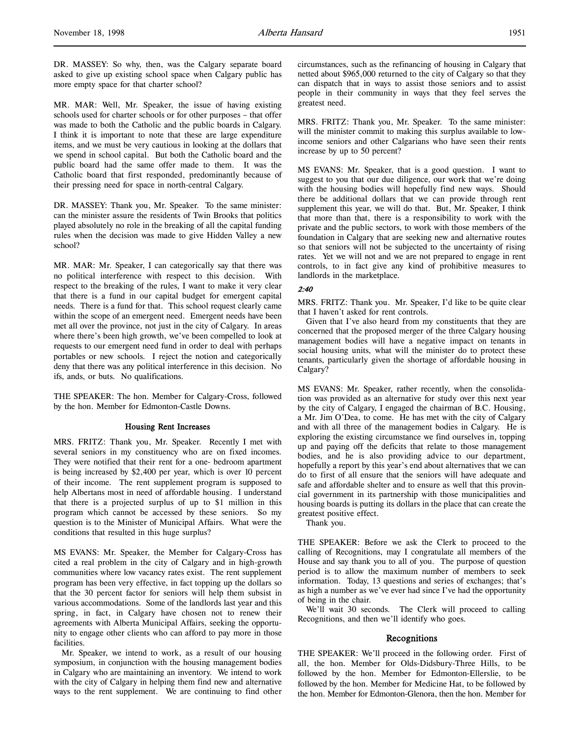DR. MASSEY: So why, then, was the Calgary separate board asked to give up existing school space when Calgary public has more empty space for that charter school?

MR. MAR: Well, Mr. Speaker, the issue of having existing schools used for charter schools or for other purposes – that offer was made to both the Catholic and the public boards in Calgary. I think it is important to note that these are large expenditure items, and we must be very cautious in looking at the dollars that we spend in school capital. But both the Catholic board and the public board had the same offer made to them. It was the Catholic board that first responded, predominantly because of their pressing need for space in north-central Calgary.

DR. MASSEY: Thank you, Mr. Speaker. To the same minister: can the minister assure the residents of Twin Brooks that politics played absolutely no role in the breaking of all the capital funding rules when the decision was made to give Hidden Valley a new school?

MR. MAR: Mr. Speaker, I can categorically say that there was no political interference with respect to this decision. With respect to the breaking of the rules, I want to make it very clear that there is a fund in our capital budget for emergent capital needs. There is a fund for that. This school request clearly came within the scope of an emergent need. Emergent needs have been met all over the province, not just in the city of Calgary. In areas where there's been high growth, we've been compelled to look at requests to our emergent need fund in order to deal with perhaps portables or new schools. I reject the notion and categorically deny that there was any political interference in this decision. No ifs, ands, or buts. No qualifications.

THE SPEAKER: The hon. Member for Calgary-Cross, followed by the hon. Member for Edmonton-Castle Downs.

## Housing Rent Increases

MRS. FRITZ: Thank you, Mr. Speaker. Recently I met with several seniors in my constituency who are on fixed incomes. They were notified that their rent for a one- bedroom apartment is being increased by $2,400 per year, which is over 10 percent of their income. The rent supplement program is supposed to help Albertans most in need of affordable housing. I understand that there is a projected surplus of up to $1 million in this program which cannot be accessed by these seniors. So my question is to the Minister of Municipal Affairs. What were the conditions that resulted in this huge surplus?

MS EVANS: Mr. Speaker, the Member for Calgary-Cross has cited a real problem in the city of Calgary and in high-growth communities where low vacancy rates exist. The rent supplement program has been very effective, in fact topping up the dollars so that the 30 percent factor for seniors will help them subsist in various accommodations. Some of the landlords last year and this spring, in fact, in Calgary have chosen not to renew their agreements with Alberta Municipal Affairs, seeking the opportunity to engage other clients who can afford to pay more in those facilities.

Mr. Speaker, we intend to work, as a result of our housing symposium, in conjunction with the housing management bodies in Calgary who are maintaining an inventory. We intend to work with the city of Calgary in helping them find new and alternative ways to the rent supplement. We are continuing to find other circumstances, such as the refinancing of housing in Calgary that netted about $965,000 returned to the city of Calgary so that they can dispatch that in ways to assist those seniors and to assist people in their community in ways that they feel serves the greatest need.

MRS. FRITZ: Thank you, Mr. Speaker. To the same minister: will the minister commit to making this surplus available to low-income seniors and other Calgarians who have seen their rents increase by up to 50 percent?

MS EVANS: Mr. Speaker, that is a good question. I want to suggest to you that our due diligence, our work that we're doing with the housing bodies will hopefully find new ways. Should there be additional dollars that we can provide through rent supplement this year, we will do that. But, Mr. Speaker, I think that more than that, there is a responsibility to work with the private and the public sectors, to work with those members of the foundation in Calgary that are seeking new and alternative routes so that seniors will not be subjected to the uncertainty of rising rates. Yet we will not and we are not prepared to engage in rent controls, to in fact give any kind of prohibitive measures to landlords in the marketplace.

*2:40*

MRS. FRITZ: Thank you. Mr. Speaker, I'd like to be quite clear that I haven't asked for rent controls.

Given that I've also heard from my constituents that they are concerned that the proposed merger of the three Calgary housing management bodies will have a negative impact on tenants in social housing units, what will the minister do to protect these tenants, particularly given the shortage of affordable housing in Calgary?

MS EVANS: Mr. Speaker, rather recently, when the consolidation was provided as an alternative for study over this next year by the city of Calgary, I engaged the chairman of B.C. Housing, a Mr. Jim O'Dea, to come. He has met with the city of Calgary and with all three of the management bodies in Calgary. He is exploring the existing circumstance we find ourselves in, topping up and paying off the deficits that relate to those management bodies, and he is also providing advice to our department, hopefully a report by this year's end about alternatives that we can do to first of all ensure that the seniors will have adequate and safe and affordable shelter and to ensure as well that this provincial government in its partnership with those municipalities and housing boards is putting its dollars in the place that can create the greatest positive effect.

Thank you.

THE SPEAKER: Before we ask the Clerk to proceed to the calling of Recognitions, may I congratulate all members of the House and say thank you to all of you. The purpose of question period is to allow the maximum number of members to seek information. Today, 13 questions and series of exchanges; that's as high a number as we've ever had since I've had the opportunity of being in the chair.

We'll wait 30 seconds. The Clerk will proceed to calling Recognitions, and then we'll identify who goes.

## Recognitions

THE SPEAKER: We'll proceed in the following order. First of all, the hon. Member for Olds-Didsbury-Three Hills, to be followed by the hon. Member for Edmonton-Ellerslie, to be followed by the hon. Member for Medicine Hat, to be followed by the hon. Member for Edmonton-Glenora, then the hon. Member for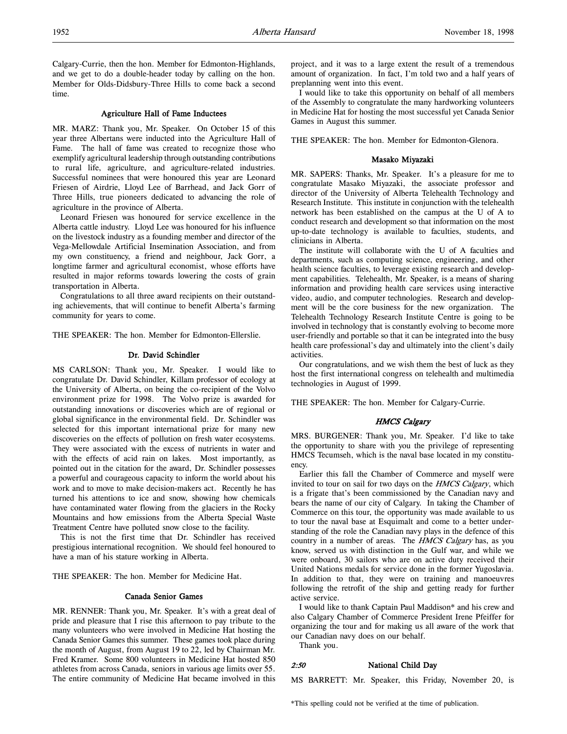Calgary-Currie, then the hon. Member for Edmonton-Highlands, and we get to do a double-header today by calling on the hon. Member for Olds-Didsbury-Three Hills to come back a second time.

### Agriculture Hall of Fame Inductees

MR. MARZ: Thank you, Mr. Speaker. On October 15 of this year three Albertans were inducted into the Agriculture Hall of Fame. The hall of fame was created to recognize those who exemplify agricultural leadership through outstanding contributions to rural life, agriculture, and agriculture-related industries. Successful nominees that were honoured this year are Leonard Friesen of Airdrie, Lloyd Lee of Barrhead, and Jack Gorr of Three Hills, true pioneers dedicated to advancing the role of agriculture in the province of Alberta.

Leonard Friesen was honoured for service excellence in the Alberta cattle industry. Lloyd Lee was honoured for his influence on the livestock industry as a founding member and director of the Vega-Mellowdale Artificial Insemination Association, and from my own constituency, a friend and neighbour, Jack Gorr, a longtime farmer and agricultural economist, whose efforts have resulted in major reforms towards lowering the costs of grain transportation in Alberta.

Congratulations to all three award recipients on their outstanding achievements, that will continue to benefit Alberta's farming community for years to come.

THE SPEAKER: The hon. Member for Edmonton-Ellerslie.

### Dr. David Schindler

MS CARLSON: Thank you, Mr. Speaker. I would like to congratulate Dr. David Schindler, Killam professor of ecology at the University of Alberta, on being the co-recipient of the Volvo environment prize for 1998. The Volvo prize is awarded for outstanding innovations or discoveries which are of regional or global significance in the environmental field. Dr. Schindler was selected for this important international prize for many new discoveries on the effects of pollution on fresh water ecosystems. They were associated with the excess of nutrients in water and with the effects of acid rain on lakes. Most importantly, as pointed out in the citation for the award, Dr. Schindler possesses a powerful and courageous capacity to inform the world about his work and to move to make decision-makers act. Recently he has turned his attentions to ice and snow, showing how chemicals have contaminated water flowing from the glaciers in the Rocky Mountains and how emissions from the Alberta Special Waste Treatment Centre have polluted snow close to the facility.

This is not the first time that Dr. Schindler has received prestigious international recognition. We should feel honoured to have a man of his stature working in Alberta.

THE SPEAKER: The hon. Member for Medicine Hat.

### Canada Senior Games

MR. RENNER: Thank you, Mr. Speaker. It's with a great deal of pride and pleasure that I rise this afternoon to pay tribute to the many volunteers who were involved in Medicine Hat hosting the Canada Senior Games this summer. These games took place during the month of August, from August 19 to 22, led by Chairman Mr. Fred Kramer. Some 800 volunteers in Medicine Hat hosted 850 athletes from across Canada, seniors in various age limits over 55. The entire community of Medicine Hat became involved in this project, and it was to a large extent the result of a tremendous amount of organization. In fact, I'm told two and a half years of preplanning went into this event.

I would like to take this opportunity on behalf of all members of the Assembly to congratulate the many hardworking volunteers in Medicine Hat for hosting the most successful yet Canada Senior Games in August this summer.

THE SPEAKER: The hon. Member for Edmonton-Glenora.

### Masako Miyazaki

MR. SAPERS: Thanks, Mr. Speaker. It's a pleasure for me to congratulate Masako Miyazaki, the associate professor and director of the University of Alberta Telehealth Technology and Research Institute. This institute in conjunction with the telehealth network has been established on the campus at the U of A to conduct research and development so that information on the most up-to-date technology is available to faculties, students, and clinicians in Alberta.

The institute will collaborate with the U of A faculties and departments, such as computing science, engineering, and other health science faculties, to leverage existing research and development capabilities. Telehealth, Mr. Speaker, is a means of sharing information and providing health care services using interactive video, audio, and computer technologies. Research and development will be the core business for the new organization. The Telehealth Technology Research Institute Centre is going to be involved in technology that is constantly evolving to become more user-friendly and portable so that it can be integrated into the busy health care professional's day and ultimately into the client's daily activities.

Our congratulations, and we wish them the best of luck as they host the first international congress on telehealth and multimedia technologies in August of 1999.

THE SPEAKER: The hon. Member for Calgary-Currie.

### *HMCS Calgary*

MRS. BURGENER: Thank you, Mr. Speaker. I'd like to take the opportunity to share with you the privilege of representing HMCS Tecumseh, which is the naval base located in my constituency.

Earlier this fall the Chamber of Commerce and myself were invited to tour on sail for two days on the *HMCS Calgary*, which is a frigate that's been commissioned by the Canadian navy and bears the name of our city of Calgary. In taking the Chamber of Commerce on this tour, the opportunity was made available to us to tour the naval base at Esquimalt and come to a better understanding of the role the Canadian navy plays in the defence of this country in a number of areas. The *HMCS Calgary* has, as you know, served us with distinction in the Gulf war, and while we were onboard, 30 sailors who are on active duty received their United Nations medals for service done in the former Yugoslavia. In addition to that, they were on training and manoeuvres following the retrofit of the ship and getting ready for further active service.

I would like to thank Captain Paul Maddison* and his crew and also Calgary Chamber of Commerce President Irene Pfeiffer for organizing the tour and for making us all aware of the work that our Canadian navy does on our behalf.

Thank you.

*2:50*

### National Child Day

MS BARRETT: Mr. Speaker, this Friday, November 20, is

*This spelling could not be verified at the time of publication.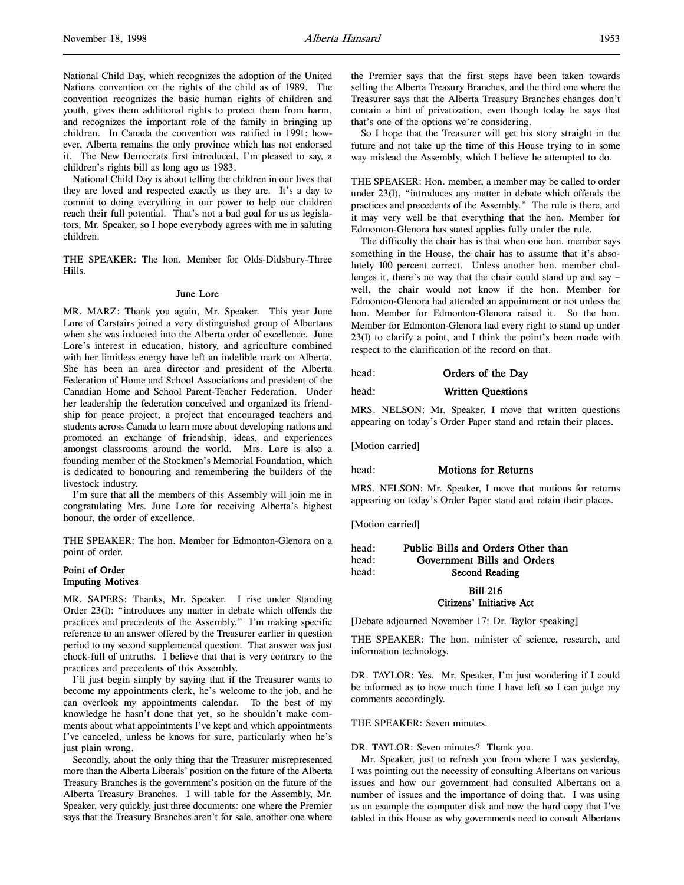National Child Day, which recognizes the adoption of the United Nations convention on the rights of the child as of 1989. The convention recognizes the basic human rights of children and youth, gives them additional rights to protect them from harm, and recognizes the important role of the family in bringing up children. In Canada the convention was ratified in 1991; however, Alberta remains the only province which has not endorsed it. The New Democrats first introduced, I'm pleased to say, a children's rights bill as long ago as 1983.

National Child Day is about telling the children in our lives that they are loved and respected exactly as they are. It's a day to commit to doing everything in our power to help our children reach their full potential. That's not a bad goal for us as legislators, Mr. Speaker, so I hope everybody agrees with me in saluting children.

THE SPEAKER: The hon. Member for Olds-Didsbury-Three Hills.

### June Lore

MR. MARZ: Thank you again, Mr. Speaker. This year June Lore of Carstairs joined a very distinguished group of Albertans when she was inducted into the Alberta order of excellence. June Lore's interest in education, history, and agriculture combined with her limitless energy have left an indelible mark on Alberta. She has been an area director and president of the Alberta Federation of Home and School Associations and president of the Canadian Home and School Parent-Teacher Federation. Under her leadership the federation conceived and organized its friendship for peace project, a project that encouraged teachers and students across Canada to learn more about developing nations and promoted an exchange of friendship, ideas, and experiences amongst classrooms around the world. Mrs. Lore is also a founding member of the Stockmen's Memorial Foundation, which is dedicated to honouring and remembering the builders of the livestock industry.

I'm sure that all the members of this Assembly will join me in congratulating Mrs. June Lore for receiving Alberta's highest honour, the order of excellence.

THE SPEAKER: The hon. Member for Edmonton-Glenora on a point of order.

### Point of Order
### Imputing Motives

MR. SAPERS: Thanks, Mr. Speaker. I rise under Standing Order 23(l): "introduces any matter in debate which offends the practices and precedents of the Assembly." I'm making specific reference to an answer offered by the Treasurer earlier in question period to my second supplemental question. That answer was just chock-full of untruths. I believe that that is very contrary to the practices and precedents of this Assembly.

I'll just begin simply by saying that if the Treasurer wants to become my appointments clerk, he's welcome to the job, and he can overlook my appointments calendar. To the best of my knowledge he hasn't done that yet, so he shouldn't make comments about what appointments I've kept and which appointments I've canceled, unless he knows for sure, particularly when he's just plain wrong.

Secondly, about the only thing that the Treasurer misrepresented more than the Alberta Liberals' position on the future of the Alberta Treasury Branches is the government's position on the future of the Alberta Treasury Branches. I will table for the Assembly, Mr. Speaker, very quickly, just three documents: one where the Premier says that the Treasury Branches aren't for sale, another one where the Premier says that the first steps have been taken towards selling the Alberta Treasury Branches, and the third one where the Treasurer says that the Alberta Treasury Branches changes don't contain a hint of privatization, even though today he says that that's one of the options we're considering.

So I hope that the Treasurer will get his story straight in the future and not take up the time of this House trying to in some way mislead the Assembly, which I believe he attempted to do.

THE SPEAKER: Hon. member, a member may be called to order under 23(l), "introduces any matter in debate which offends the practices and precedents of the Assembly." The rule is there, and it may very well be that everything that the hon. Member for Edmonton-Glenora has stated applies fully under the rule.

The difficulty the chair has is that when one hon. member says something in the House, the chair has to assume that it's absolutely 100 percent correct. Unless another hon. member challenges it, there's no way that the chair could stand up and say – well, the chair would not know if the hon. Member for Edmonton-Glenora had attended an appointment or not unless the hon. Member for Edmonton-Glenora raised it. So the hon. Member for Edmonton-Glenora had every right to stand up under 23(l) to clarify a point, and I think the point's been made with respect to the clarification of the record on that.

head: **Orders of the Day**

head: **Written Questions**

MRS. NELSON: Mr. Speaker, I move that written questions appearing on today's Order Paper stand and retain their places.

[Motion carried]

head: **Motions for Returns**

MRS. NELSON: Mr. Speaker, I move that motions for returns appearing on today's Order Paper stand and retain their places.

[Motion carried]

head: **Public Bills and Orders Other than**
head: **Government Bills and Orders**
head: **Second Reading**

### Bill 216
### Citizens' Initiative Act

[Debate adjourned November 17: Dr. Taylor speaking]

THE SPEAKER: The hon. minister of science, research, and information technology.

DR. TAYLOR: Yes. Mr. Speaker, I'm just wondering if I could be informed as to how much time I have left so I can judge my comments accordingly.

THE SPEAKER: Seven minutes.

DR. TAYLOR: Seven minutes? Thank you.

Mr. Speaker, just to refresh you from where I was yesterday, I was pointing out the necessity of consulting Albertans on various issues and how our government had consulted Albertans on a number of issues and the importance of doing that. I was using as an example the computer disk and now the hard copy that I've tabled in this House as why governments need to consult Albertans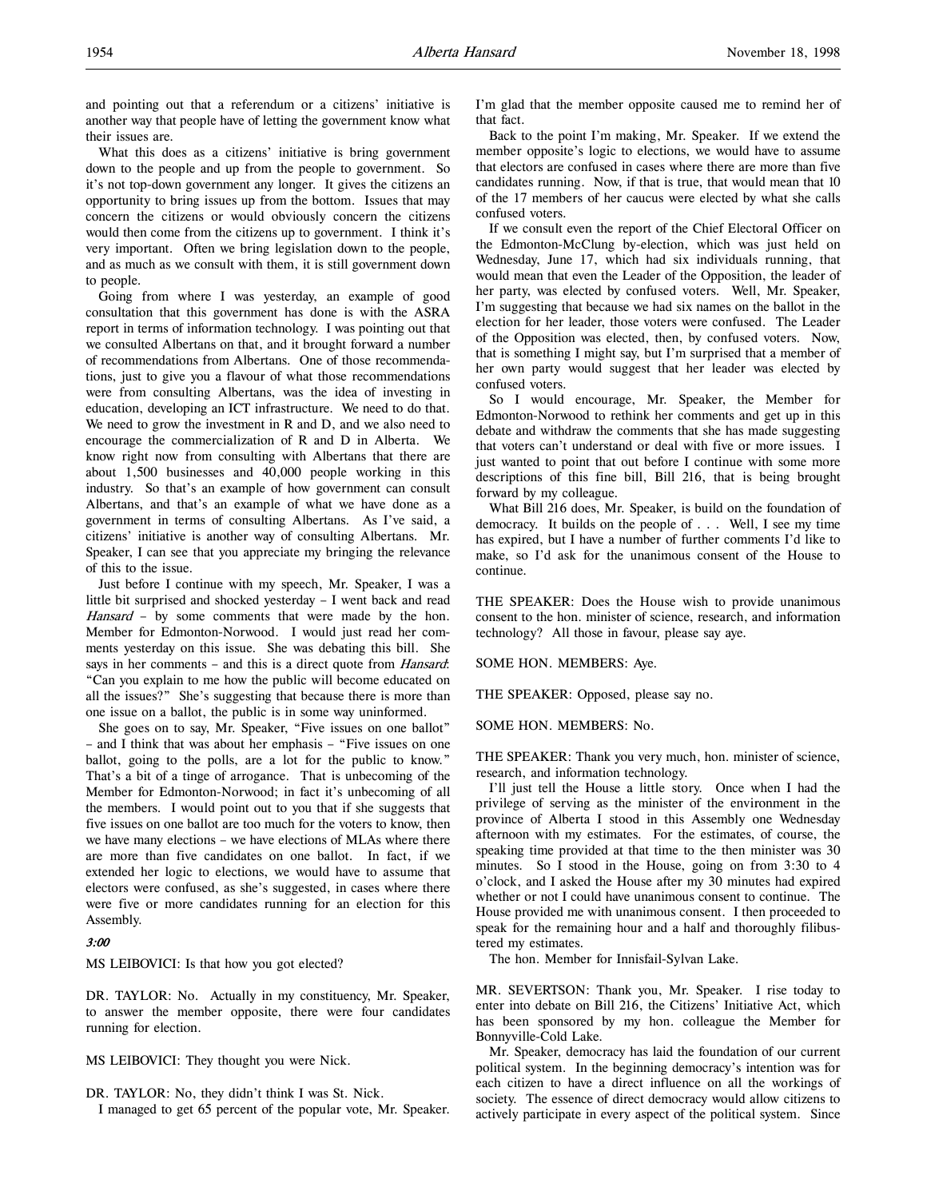and pointing out that a referendum or a citizens' initiative is another way that people have of letting the government know what their issues are.

What this does as a citizens' initiative is bring government down to the people and up from the people to government. So it's not top-down government any longer. It gives the citizens an opportunity to bring issues up from the bottom. Issues that may concern the citizens or would obviously concern the citizens would then come from the citizens up to government. I think it's very important. Often we bring legislation down to the people, and as much as we consult with them, it is still government down to people.

Going from where I was yesterday, an example of good consultation that this government has done is with the ASRA report in terms of information technology. I was pointing out that we consulted Albertans on that, and it brought forward a number of recommendations from Albertans. One of those recommendations, just to give you a flavour of what those recommendations were from consulting Albertans, was the idea of investing in education, developing an ICT infrastructure. We need to do that. We need to grow the investment in R and D, and we also need to encourage the commercialization of R and D in Alberta. We know right now from consulting with Albertans that there are about 1,500 businesses and 40,000 people working in this industry. So that's an example of how government can consult Albertans, and that's an example of what we have done as a government in terms of consulting Albertans. As I've said, a citizens' initiative is another way of consulting Albertans. Mr. Speaker, I can see that you appreciate my bringing the relevance of this to the issue.

Just before I continue with my speech, Mr. Speaker, I was a little bit surprised and shocked yesterday – I went back and read *Hansard* – by some comments that were made by the hon. Member for Edmonton-Norwood. I would just read her comments yesterday on this issue. She was debating this bill. She says in her comments – and this is a direct quote from *Hansard*: "Can you explain to me how the public will become educated on all the issues?" She's suggesting that because there is more than one issue on a ballot, the public is in some way uninformed.

She goes on to say, Mr. Speaker, "Five issues on one ballot" – and I think that was about her emphasis – "Five issues on one ballot, going to the polls, are a lot for the public to know." That's a bit of a tinge of arrogance. That is unbecoming of the Member for Edmonton-Norwood; in fact it's unbecoming of all the members. I would point out to you that if she suggests that five issues on one ballot are too much for the voters to know, then we have many elections – we have elections of MLAs where there are more than five candidates on one ballot. In fact, if we extended her logic to elections, we would have to assume that electors were confused, as she's suggested, in cases where there were five or more candidates running for an election for this Assembly.

*3:00*

MS LEIBOVICI: Is that how you got elected?

DR. TAYLOR: No. Actually in my constituency, Mr. Speaker, to answer the member opposite, there were four candidates running for election.

MS LEIBOVICI: They thought you were Nick.

DR. TAYLOR: No, they didn't think I was St. Nick.

I managed to get 65 percent of the popular vote, Mr. Speaker. I'm glad that the member opposite caused me to remind her of that fact.

Back to the point I'm making, Mr. Speaker. If we extend the member opposite's logic to elections, we would have to assume that electors are confused in cases where there are more than five candidates running. Now, if that is true, that would mean that 10 of the 17 members of her caucus were elected by what she calls confused voters.

If we consult even the report of the Chief Electoral Officer on the Edmonton-McClung by-election, which was just held on Wednesday, June 17, which had six individuals running, that would mean that even the Leader of the Opposition, the leader of her party, was elected by confused voters. Well, Mr. Speaker, I'm suggesting that because we had six names on the ballot in the election for her leader, those voters were confused. The Leader of the Opposition was elected, then, by confused voters. Now, that is something I might say, but I'm surprised that a member of her own party would suggest that her leader was elected by confused voters.

So I would encourage, Mr. Speaker, the Member for Edmonton-Norwood to rethink her comments and get up in this debate and withdraw the comments that she has made suggesting that voters can't understand or deal with five or more issues. I just wanted to point that out before I continue with some more descriptions of this fine bill, Bill 216, that is being brought forward by my colleague.

What Bill 216 does, Mr. Speaker, is build on the foundation of democracy. It builds on the people of . . . Well, I see my time has expired, but I have a number of further comments I'd like to make, so I'd ask for the unanimous consent of the House to continue.

THE SPEAKER: Does the House wish to provide unanimous consent to the hon. minister of science, research, and information technology? All those in favour, please say aye.

SOME HON. MEMBERS: Aye.

THE SPEAKER: Opposed, please say no.

SOME HON. MEMBERS: No.

THE SPEAKER: Thank you very much, hon. minister of science, research, and information technology.

I'll just tell the House a little story. Once when I had the privilege of serving as the minister of the environment in the province of Alberta I stood in this Assembly one Wednesday afternoon with my estimates. For the estimates, of course, the speaking time provided at that time to the then minister was 30 minutes. So I stood in the House, going on from 3:30 to 4 o'clock, and I asked the House after my 30 minutes had expired whether or not I could have unanimous consent to continue. The House provided me with unanimous consent. I then proceeded to speak for the remaining hour and a half and thoroughly filibustered my estimates.

The hon. Member for Innisfail-Sylvan Lake.

MR. SEVERTSON: Thank you, Mr. Speaker. I rise today to enter into debate on Bill 216, the Citizens' Initiative Act, which has been sponsored by my hon. colleague the Member for Bonnyville-Cold Lake.

Mr. Speaker, democracy has laid the foundation of our current political system. In the beginning democracy's intention was for each citizen to have a direct influence on all the workings of society. The essence of direct democracy would allow citizens to actively participate in every aspect of the political system. Since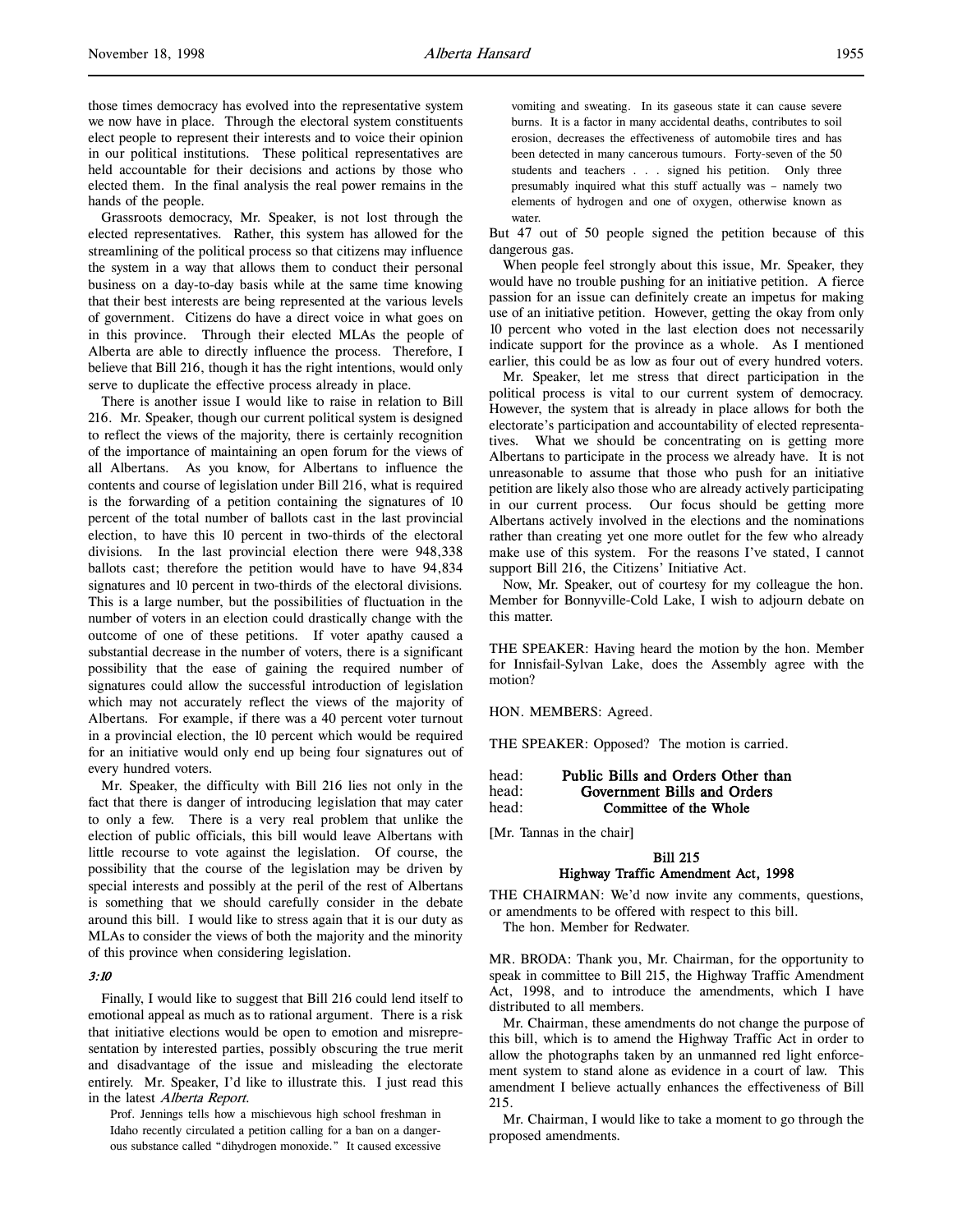those times democracy has evolved into the representative system we now have in place. Through the electoral system constituents elect people to represent their interests and to voice their opinion in our political institutions. These political representatives are held accountable for their decisions and actions by those who elected them. In the final analysis the real power remains in the hands of the people.

Grassroots democracy, Mr. Speaker, is not lost through the elected representatives. Rather, this system has allowed for the streamlining of the political process so that citizens may influence the system in a way that allows them to conduct their personal business on a day-to-day basis while at the same time knowing that their best interests are being represented at the various levels of government. Citizens do have a direct voice in what goes on in this province. Through their elected MLAs the people of Alberta are able to directly influence the process. Therefore, I believe that Bill 216, though it has the right intentions, would only serve to duplicate the effective process already in place.

There is another issue I would like to raise in relation to Bill 216. Mr. Speaker, though our current political system is designed to reflect the views of the majority, there is certainly recognition of the importance of maintaining an open forum for the views of all Albertans. As you know, for Albertans to influence the contents and course of legislation under Bill 216, what is required is the forwarding of a petition containing the signatures of 10 percent of the total number of ballots cast in the last provincial election, to have this 10 percent in two-thirds of the electoral divisions. In the last provincial election there were 948,338 ballots cast; therefore the petition would have to have 94,834 signatures and 10 percent in two-thirds of the electoral divisions. This is a large number, but the possibilities of fluctuation in the number of voters in an election could drastically change with the outcome of one of these petitions. If voter apathy caused a substantial decrease in the number of voters, there is a significant possibility that the ease of gaining the required number of signatures could allow the successful introduction of legislation which may not accurately reflect the views of the majority of Albertans. For example, if there was a 40 percent voter turnout in a provincial election, the 10 percent which would be required for an initiative would only end up being four signatures out of every hundred voters.

Mr. Speaker, the difficulty with Bill 216 lies not only in the fact that there is danger of introducing legislation that may cater to only a few. There is a very real problem that unlike the election of public officials, this bill would leave Albertans with little recourse to vote against the legislation. Of course, the possibility that the course of the legislation may be driven by special interests and possibly at the peril of the rest of Albertans is something that we should carefully consider in the debate around this bill. I would like to stress again that it is our duty as MLAs to consider the views of both the majority and the minority of this province when considering legislation.

*3:10*

Finally, I would like to suggest that Bill 216 could lend itself to emotional appeal as much as to rational argument. There is a risk that initiative elections would be open to emotion and misrepresentation by interested parties, possibly obscuring the true merit and disadvantage of the issue and misleading the electorate entirely. Mr. Speaker, I'd like to illustrate this. I just read this in the latest *Alberta Report*.

> Prof. Jennings tells how a mischievous high school freshman in Idaho recently circulated a petition calling for a ban on a dangerous substance called "dihydrogen monoxide." It caused excessive vomiting and sweating. In its gaseous state it can cause severe burns. It is a factor in many accidental deaths, contributes to soil erosion, decreases the effectiveness of automobile tires and has been detected in many cancerous tumours. Forty-seven of the 50 students and teachers . . . signed his petition. Only three presumably inquired what this stuff actually was – namely two elements of hydrogen and one of oxygen, otherwise known as water.

But 47 out of 50 people signed the petition because of this dangerous gas.

When people feel strongly about this issue, Mr. Speaker, they would have no trouble pushing for an initiative petition. A fierce passion for an issue can definitely create an impetus for making use of an initiative petition. However, getting the okay from only 10 percent who voted in the last election does not necessarily indicate support for the province as a whole. As I mentioned earlier, this could be as low as four out of every hundred voters.

Mr. Speaker, let me stress that direct participation in the political process is vital to our current system of democracy. However, the system that is already in place allows for both the electorate's participation and accountability of elected representatives. What we should be concentrating on is getting more Albertans to participate in the process we already have. It is not unreasonable to assume that those who push for an initiative petition are likely also those who are already actively participating in our current process. Our focus should be getting more Albertans actively involved in the elections and the nominations rather than creating yet one more outlet for the few who already make use of this system. For the reasons I've stated, I cannot support Bill 216, the Citizens' Initiative Act.

Now, Mr. Speaker, out of courtesy for my colleague the hon. Member for Bonnyville-Cold Lake, I wish to adjourn debate on this matter.

THE SPEAKER: Having heard the motion by the hon. Member for Innisfail-Sylvan Lake, does the Assembly agree with the motion?

HON. MEMBERS: Agreed.

THE SPEAKER: Opposed? The motion is carried.

head: **Public Bills and Orders Other than**
head: **Government Bills and Orders**
head: **Committee of the Whole**

[Mr. Tannas in the chair]

## Bill 215
## Highway Traffic Amendment Act, 1998

THE CHAIRMAN: We'd now invite any comments, questions, or amendments to be offered with respect to this bill.

The hon. Member for Redwater.

MR. BRODA: Thank you, Mr. Chairman, for the opportunity to speak in committee to Bill 215, the Highway Traffic Amendment Act, 1998, and to introduce the amendments, which I have distributed to all members.

Mr. Chairman, these amendments do not change the purpose of this bill, which is to amend the Highway Traffic Act in order to allow the photographs taken by an unmanned red light enforcement system to stand alone as evidence in a court of law. This amendment I believe actually enhances the effectiveness of Bill 215.

Mr. Chairman, I would like to take a moment to go through the proposed amendments.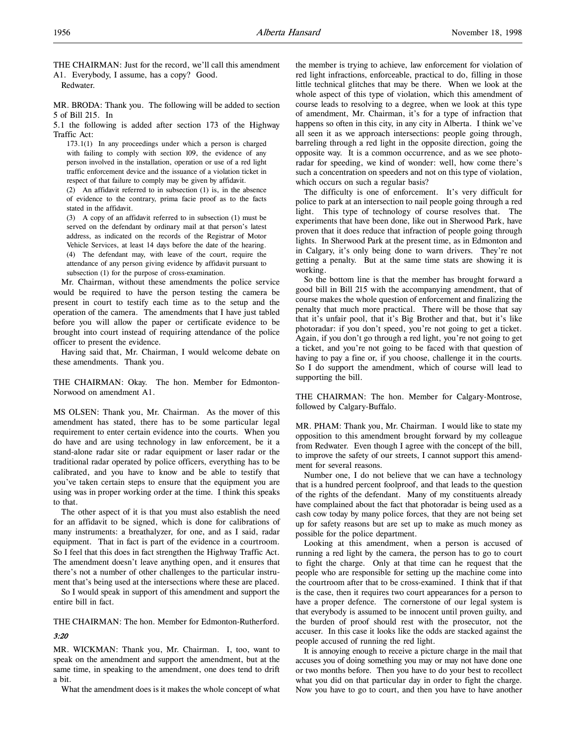THE CHAIRMAN: Just for the record, we'll call this amendment A1. Everybody, I assume, has a copy? Good.

Redwater.

MR. BRODA: Thank you. The following will be added to section 5 of Bill 215. In

5.1 the following is added after section 173 of the Highway Traffic Act:

> 173.1(1) In any proceedings under which a person is charged with failing to comply with section 109, the evidence of any person involved in the installation, operation or use of a red light traffic enforcement device and the issuance of a violation ticket in respect of that failure to comply may be given by affidavit.
>
> (2) An affidavit referred to in subsection (1) is, in the absence of evidence to the contrary, prima facie proof as to the facts stated in the affidavit.
>
> (3) A copy of an affidavit referred to in subsection (1) must be served on the defendant by ordinary mail at that person's latest address, as indicated on the records of the Registrar of Motor Vehicle Services, at least 14 days before the date of the hearing.
>
> (4) The defendant may, with leave of the court, require the attendance of any person giving evidence by affidavit pursuant to subsection (1) for the purpose of cross-examination.

Mr. Chairman, without these amendments the police service would be required to have the person testing the camera be present in court to testify each time as to the setup and the operation of the camera. The amendments that I have just tabled before you will allow the paper or certificate evidence to be brought into court instead of requiring attendance of the police officer to present the evidence.

Having said that, Mr. Chairman, I would welcome debate on these amendments. Thank you.

THE CHAIRMAN: Okay. The hon. Member for Edmonton-Norwood on amendment A1.

MS OLSEN: Thank you, Mr. Chairman. As the mover of this amendment has stated, there has to be some particular legal requirement to enter certain evidence into the courts. When you do have and are using technology in law enforcement, be it a stand-alone radar site or radar equipment or laser radar or the traditional radar operated by police officers, everything has to be calibrated, and you have to know and be able to testify that you've taken certain steps to ensure that the equipment you are using was in proper working order at the time. I think this speaks to that.

The other aspect of it is that you must also establish the need for an affidavit to be signed, which is done for calibrations of many instruments: a breathalyzer, for one, and as I said, radar equipment. That in fact is part of the evidence in a courtroom. So I feel that this does in fact strengthen the Highway Traffic Act. The amendment doesn't leave anything open, and it ensures that there's not a number of other challenges to the particular instrument that's being used at the intersections where these are placed.

So I would speak in support of this amendment and support the entire bill in fact.

THE CHAIRMAN: The hon. Member for Edmonton-Rutherford.

*3:20*

MR. WICKMAN: Thank you, Mr. Chairman. I, too, want to speak on the amendment and support the amendment, but at the same time, in speaking to the amendment, one does tend to drift a bit.

What the amendment does is it makes the whole concept of what the member is trying to achieve, law enforcement for violation of red light infractions, enforceable, practical to do, filling in those little technical glitches that may be there. When we look at the whole aspect of this type of violation, which this amendment of course leads to resolving to a degree, when we look at this type of amendment, Mr. Chairman, it's for a type of infraction that happens so often in this city, in any city in Alberta. I think we've all seen it as we approach intersections: people going through, barreling through a red light in the opposite direction, going the opposite way. It is a common occurrence, and as we see photoradar for speeding, we kind of wonder: well, how come there's such a concentration on speeders and not on this type of violation, which occurs on such a regular basis?

The difficulty is one of enforcement. It's very difficult for police to park at an intersection to nail people going through a red light. This type of technology of course resolves that. The experiments that have been done, like out in Sherwood Park, have proven that it does reduce that infraction of people going through lights. In Sherwood Park at the present time, as in Edmonton and in Calgary, it's only being done to warn drivers. They're not getting a penalty. But at the same time stats are showing it is working.

So the bottom line is that the member has brought forward a good bill in Bill 215 with the accompanying amendment, that of course makes the whole question of enforcement and finalizing the penalty that much more practical. There will be those that say that it's unfair pool, that it's Big Brother and that, but it's like photoradar: if you don't speed, you're not going to get a ticket. Again, if you don't go through a red light, you're not going to get a ticket, and you're not going to be faced with that question of having to pay a fine or, if you choose, challenge it in the courts. So I do support the amendment, which of course will lead to supporting the bill.

THE CHAIRMAN: The hon. Member for Calgary-Montrose, followed by Calgary-Buffalo.

MR. PHAM: Thank you, Mr. Chairman. I would like to state my opposition to this amendment brought forward by my colleague from Redwater. Even though I agree with the concept of the bill, to improve the safety of our streets, I cannot support this amendment for several reasons.

Number one, I do not believe that we can have a technology that is a hundred percent foolproof, and that leads to the question of the rights of the defendant. Many of my constituents already have complained about the fact that photoradar is being used as a cash cow today by many police forces, that they are not being set up for safety reasons but are set up to make as much money as possible for the police department.

Looking at this amendment, when a person is accused of running a red light by the camera, the person has to go to court to fight the charge. Only at that time can he request that the people who are responsible for setting up the machine come into the courtroom after that to be cross-examined. I think that if that is the case, then it requires two court appearances for a person to have a proper defence. The cornerstone of our legal system is that everybody is assumed to be innocent until proven guilty, and the burden of proof should rest with the prosecutor, not the accuser. In this case it looks like the odds are stacked against the people accused of running the red light.

It is annoying enough to receive a picture charge in the mail that accuses you of doing something you may or may not have done one or two months before. Then you have to do your best to recollect what you did on that particular day in order to fight the charge. Now you have to go to court, and then you have to have another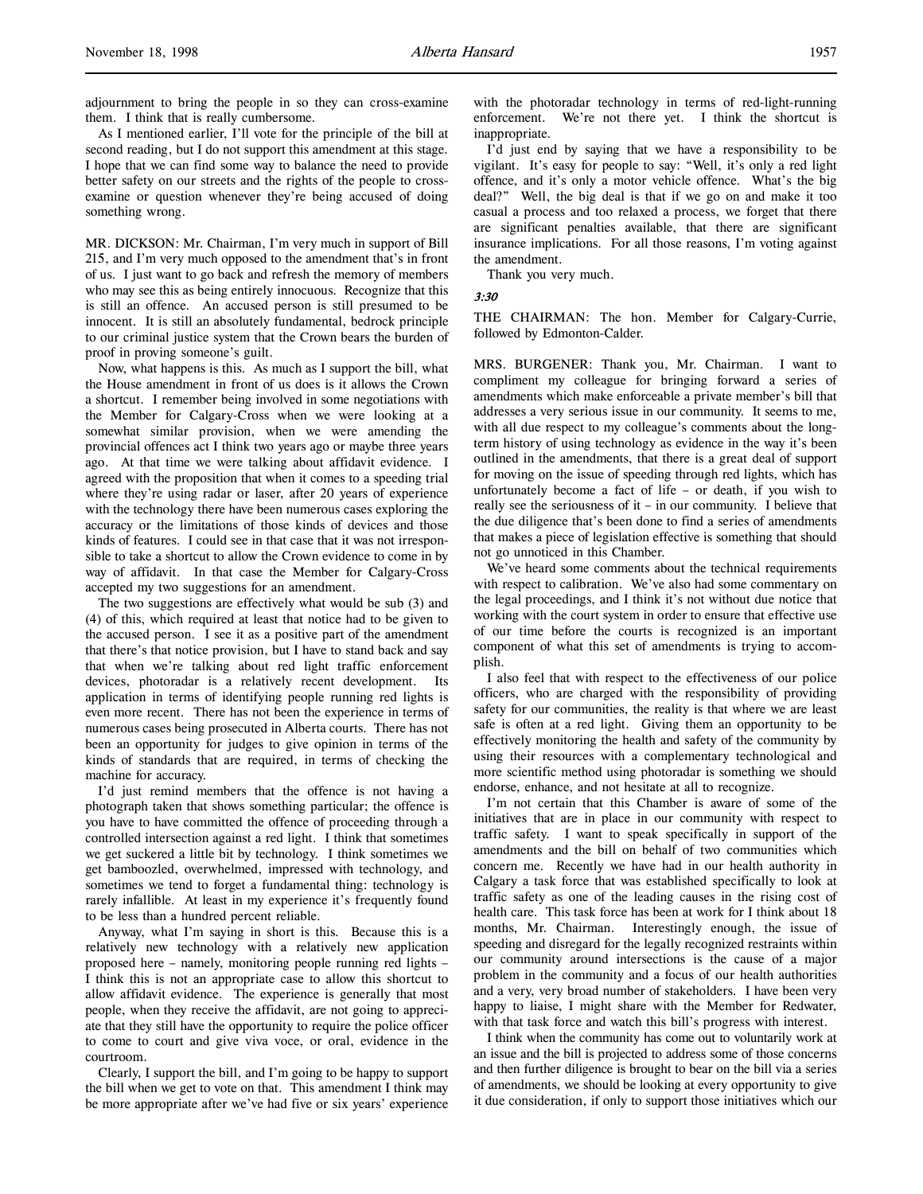adjournment to bring the people in so they can cross-examine them. I think that is really cumbersome.

As I mentioned earlier, I'll vote for the principle of the bill at second reading, but I do not support this amendment at this stage. I hope that we can find some way to balance the need to provide better safety on our streets and the rights of the people to cross-examine or question whenever they're being accused of doing something wrong.

MR. DICKSON: Mr. Chairman, I'm very much in support of Bill 215, and I'm very much opposed to the amendment that's in front of us. I just want to go back and refresh the memory of members who may see this as being entirely innocuous. Recognize that this is still an offence. An accused person is still presumed to be innocent. It is still an absolutely fundamental, bedrock principle to our criminal justice system that the Crown bears the burden of proof in proving someone's guilt.

Now, what happens is this. As much as I support the bill, what the House amendment in front of us does is it allows the Crown a shortcut. I remember being involved in some negotiations with the Member for Calgary-Cross when we were looking at a somewhat similar provision, when we were amending the provincial offences act I think two years ago or maybe three years ago. At that time we were talking about affidavit evidence. I agreed with the proposition that when it comes to a speeding trial where they're using radar or laser, after 20 years of experience with the technology there have been numerous cases exploring the accuracy or the limitations of those kinds of devices and those kinds of features. I could see in that case that it was not irresponsible to take a shortcut to allow the Crown evidence to come in by way of affidavit. In that case the Member for Calgary-Cross accepted my two suggestions for an amendment.

The two suggestions are effectively what would be sub (3) and (4) of this, which required at least that notice had to be given to the accused person. I see it as a positive part of the amendment that there's that notice provision, but I have to stand back and say that when we're talking about red light traffic enforcement devices, photoradar is a relatively recent development. Its application in terms of identifying people running red lights is even more recent. There has not been the experience in terms of numerous cases being prosecuted in Alberta courts. There has not been an opportunity for judges to give opinion in terms of the kinds of standards that are required, in terms of checking the machine for accuracy.

I'd just remind members that the offence is not having a photograph taken that shows something particular; the offence is you have to have committed the offence of proceeding through a controlled intersection against a red light. I think that sometimes we get suckered a little bit by technology. I think sometimes we get bamboozled, overwhelmed, impressed with technology, and sometimes we tend to forget a fundamental thing: technology is rarely infallible. At least in my experience it's frequently found to be less than a hundred percent reliable.

Anyway, what I'm saying in short is this. Because this is a relatively new technology with a relatively new application proposed here – namely, monitoring people running red lights – I think this is not an appropriate case to allow this shortcut to allow affidavit evidence. The experience is generally that most people, when they receive the affidavit, are not going to appreciate that they still have the opportunity to require the police officer to come to court and give viva voce, or oral, evidence in the courtroom.

Clearly, I support the bill, and I'm going to be happy to support the bill when we get to vote on that. This amendment I think may be more appropriate after we've had five or six years' experience with the photoradar technology in terms of red-light-running enforcement. We're not there yet. I think the shortcut is inappropriate.

I'd just end by saying that we have a responsibility to be vigilant. It's easy for people to say: "Well, it's only a red light offence, and it's only a motor vehicle offence. What's the big deal?" Well, the big deal is that if we go on and make it too casual a process and too relaxed a process, we forget that there are significant penalties available, that there are significant insurance implications. For all those reasons, I'm voting against the amendment.

Thank you very much.

*3:30*

THE CHAIRMAN: The hon. Member for Calgary-Currie, followed by Edmonton-Calder.

MRS. BURGENER: Thank you, Mr. Chairman. I want to compliment my colleague for bringing forward a series of amendments which make enforceable a private member's bill that addresses a very serious issue in our community. It seems to me, with all due respect to my colleague's comments about the long-term history of using technology as evidence in the way it's been outlined in the amendments, that there is a great deal of support for moving on the issue of speeding through red lights, which has unfortunately become a fact of life – or death, if you wish to really see the seriousness of it – in our community. I believe that the due diligence that's been done to find a series of amendments that makes a piece of legislation effective is something that should not go unnoticed in this Chamber.

We've heard some comments about the technical requirements with respect to calibration. We've also had some commentary on the legal proceedings, and I think it's not without due notice that working with the court system in order to ensure that effective use of our time before the courts is recognized is an important component of what this set of amendments is trying to accomplish.

I also feel that with respect to the effectiveness of our police officers, who are charged with the responsibility of providing safety for our communities, the reality is that where we are least safe is often at a red light. Giving them an opportunity to be effectively monitoring the health and safety of the community by using their resources with a complementary technological and more scientific method using photoradar is something we should endorse, enhance, and not hesitate at all to recognize.

I'm not certain that this Chamber is aware of some of the initiatives that are in place in our community with respect to traffic safety. I want to speak specifically in support of the amendments and the bill on behalf of two communities which concern me. Recently we have had in our health authority in Calgary a task force that was established specifically to look at traffic safety as one of the leading causes in the rising cost of health care. This task force has been at work for I think about 18 months, Mr. Chairman. Interestingly enough, the issue of speeding and disregard for the legally recognized restraints within our community around intersections is the cause of a major problem in the community and a focus of our health authorities and a very, very broad number of stakeholders. I have been very happy to liaise, I might share with the Member for Redwater, with that task force and watch this bill's progress with interest.

I think when the community has come out to voluntarily work at an issue and the bill is projected to address some of those concerns and then further diligence is brought to bear on the bill via a series of amendments, we should be looking at every opportunity to give it due consideration, if only to support those initiatives which our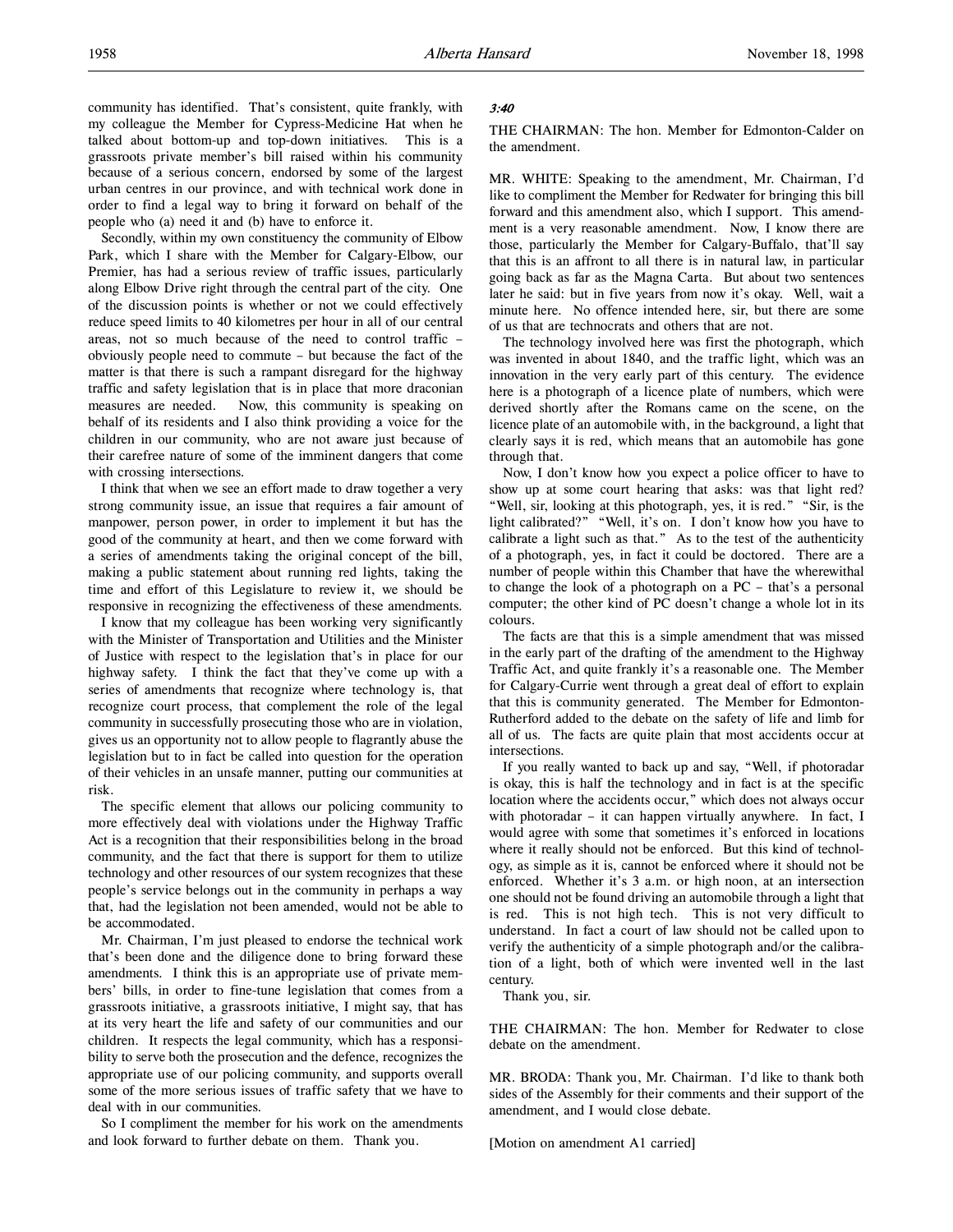community has identified. That's consistent, quite frankly, with my colleague the Member for Cypress-Medicine Hat when he talked about bottom-up and top-down initiatives. This is a grassroots private member's bill raised within his community because of a serious concern, endorsed by some of the largest urban centres in our province, and with technical work done in order to find a legal way to bring it forward on behalf of the people who (a) need it and (b) have to enforce it.

Secondly, within my own constituency the community of Elbow Park, which I share with the Member for Calgary-Elbow, our Premier, has had a serious review of traffic issues, particularly along Elbow Drive right through the central part of the city. One of the discussion points is whether or not we could effectively reduce speed limits to 40 kilometres per hour in all of our central areas, not so much because of the need to control traffic – obviously people need to commute – but because the fact of the matter is that there is such a rampant disregard for the highway traffic and safety legislation that is in place that more draconian measures are needed. Now, this community is speaking on behalf of its residents and I also think providing a voice for the children in our community, who are not aware just because of their carefree nature of some of the imminent dangers that come with crossing intersections.

I think that when we see an effort made to draw together a very strong community issue, an issue that requires a fair amount of manpower, person power, in order to implement it but has the good of the community at heart, and then we come forward with a series of amendments taking the original concept of the bill, making a public statement about running red lights, taking the time and effort of this Legislature to review it, we should be responsive in recognizing the effectiveness of these amendments.

I know that my colleague has been working very significantly with the Minister of Transportation and Utilities and the Minister of Justice with respect to the legislation that's in place for our highway safety. I think the fact that they've come up with a series of amendments that recognize where technology is, that recognize court process, that complement the role of the legal community in successfully prosecuting those who are in violation, gives us an opportunity not to allow people to flagrantly abuse the legislation but to in fact be called into question for the operation of their vehicles in an unsafe manner, putting our communities at risk.

The specific element that allows our policing community to more effectively deal with violations under the Highway Traffic Act is a recognition that their responsibilities belong in the broad community, and the fact that there is support for them to utilize technology and other resources of our system recognizes that these people's service belongs out in the community in perhaps a way that, had the legislation not been amended, would not be able to be accommodated.

Mr. Chairman, I'm just pleased to endorse the technical work that's been done and the diligence done to bring forward these amendments. I think this is an appropriate use of private members' bills, in order to fine-tune legislation that comes from a grassroots initiative, a grassroots initiative, I might say, that has at its very heart the life and safety of our communities and our children. It respects the legal community, which has a responsibility to serve both the prosecution and the defence, recognizes the appropriate use of our policing community, and supports overall some of the more serious issues of traffic safety that we have to deal with in our communities.

So I compliment the member for his work on the amendments and look forward to further debate on them. Thank you.

*3:40*

THE CHAIRMAN: The hon. Member for Edmonton-Calder on the amendment.

MR. WHITE: Speaking to the amendment, Mr. Chairman, I'd like to compliment the Member for Redwater for bringing this bill forward and this amendment also, which I support. This amendment is a very reasonable amendment. Now, I know there are those, particularly the Member for Calgary-Buffalo, that'll say that this is an affront to all there is in natural law, in particular going back as far as the Magna Carta. But about two sentences later he said: but in five years from now it's okay. Well, wait a minute here. No offence intended here, sir, but there are some of us that are technocrats and others that are not.

The technology involved here was first the photograph, which was invented in about 1840, and the traffic light, which was an innovation in the very early part of this century. The evidence here is a photograph of a licence plate of numbers, which were derived shortly after the Romans came on the scene, on the licence plate of an automobile with, in the background, a light that clearly says it is red, which means that an automobile has gone through that.

Now, I don't know how you expect a police officer to have to show up at some court hearing that asks: was that light red? "Well, sir, looking at this photograph, yes, it is red." "Sir, is the light calibrated?" "Well, it's on. I don't know how you have to calibrate a light such as that." As to the test of the authenticity of a photograph, yes, in fact it could be doctored. There are a number of people within this Chamber that have the wherewithal to change the look of a photograph on a PC – that's a personal computer; the other kind of PC doesn't change a whole lot in its colours.

The facts are that this is a simple amendment that was missed in the early part of the drafting of the amendment to the Highway Traffic Act, and quite frankly it's a reasonable one. The Member for Calgary-Currie went through a great deal of effort to explain that this is community generated. The Member for Edmonton-Rutherford added to the debate on the safety of life and limb for all of us. The facts are quite plain that most accidents occur at intersections.

If you really wanted to back up and say, "Well, if photoradar is okay, this is half the technology and in fact is at the specific location where the accidents occur," which does not always occur with photoradar – it can happen virtually anywhere. In fact, I would agree with some that sometimes it's enforced in locations where it really should not be enforced. But this kind of technology, as simple as it is, cannot be enforced where it should not be enforced. Whether it's 3 a.m. or high noon, at an intersection one should not be found driving an automobile through a light that is red. This is not high tech. This is not very difficult to understand. In fact a court of law should not be called upon to verify the authenticity of a simple photograph and/or the calibration of a light, both of which were invented well in the last century.

Thank you, sir.

THE CHAIRMAN: The hon. Member for Redwater to close debate on the amendment.

MR. BRODA: Thank you, Mr. Chairman. I'd like to thank both sides of the Assembly for their comments and their support of the amendment, and I would close debate.

[Motion on amendment A1 carried]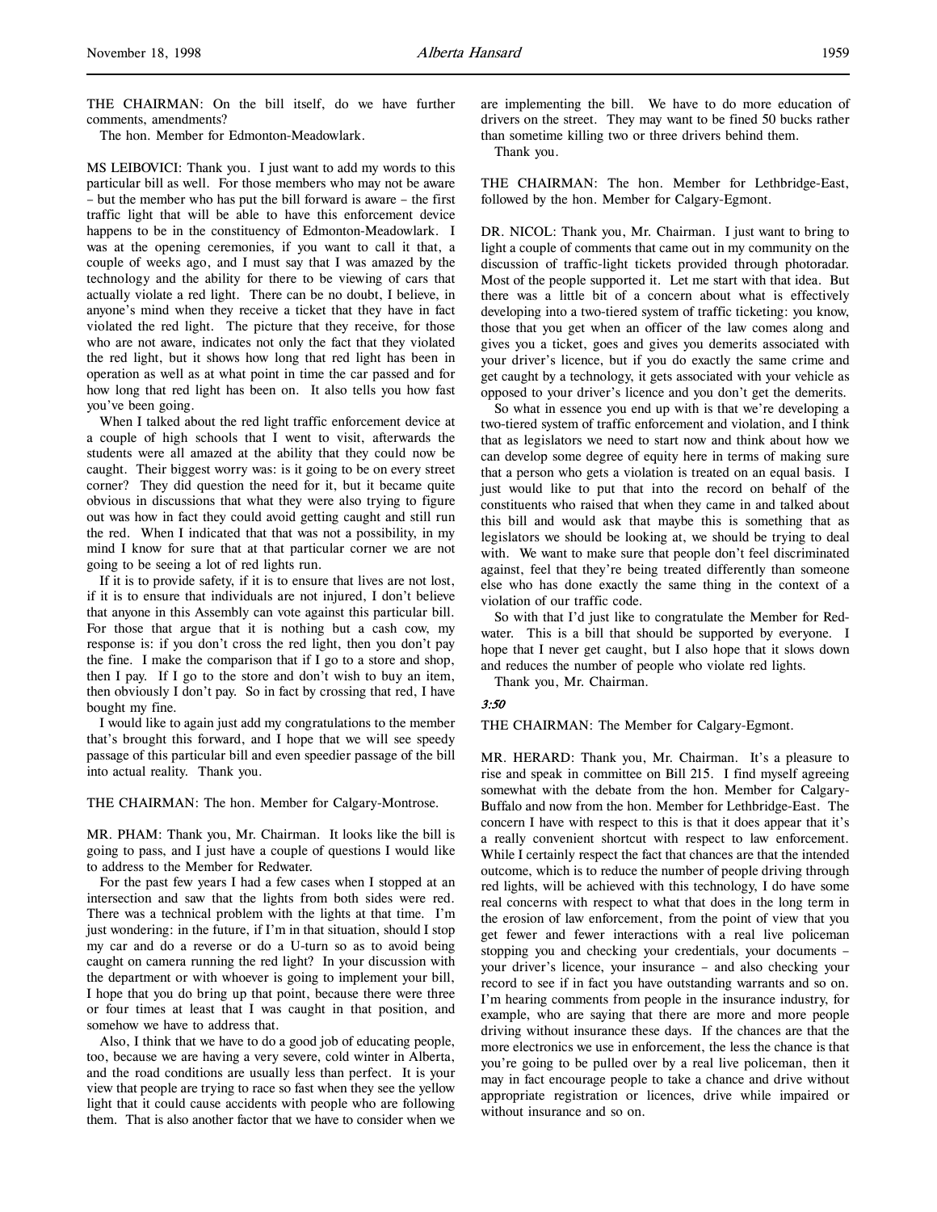THE CHAIRMAN: On the bill itself, do we have further comments, amendments?

The hon. Member for Edmonton-Meadowlark.

MS LEIBOVICI: Thank you. I just want to add my words to this particular bill as well. For those members who may not be aware – but the member who has put the bill forward is aware – the first traffic light that will be able to have this enforcement device happens to be in the constituency of Edmonton-Meadowlark. I was at the opening ceremonies, if you want to call it that, a couple of weeks ago, and I must say that I was amazed by the technology and the ability for there to be viewing of cars that actually violate a red light. There can be no doubt, I believe, in anyone's mind when they receive a ticket that they have in fact violated the red light. The picture that they receive, for those who are not aware, indicates not only the fact that they violated the red light, but it shows how long that red light has been in operation as well as at what point in time the car passed and for how long that red light has been on. It also tells you how fast you've been going.

When I talked about the red light traffic enforcement device at a couple of high schools that I went to visit, afterwards the students were all amazed at the ability that they could now be caught. Their biggest worry was: is it going to be on every street corner? They did question the need for it, but it became quite obvious in discussions that what they were also trying to figure out was how in fact they could avoid getting caught and still run the red. When I indicated that that was not a possibility, in my mind I know for sure that at that particular corner we are not going to be seeing a lot of red lights run.

If it is to provide safety, if it is to ensure that lives are not lost, if it is to ensure that individuals are not injured, I don't believe that anyone in this Assembly can vote against this particular bill. For those that argue that it is nothing but a cash cow, my response is: if you don't cross the red light, then you don't pay the fine. I make the comparison that if I go to a store and shop, then I pay. If I go to the store and don't wish to buy an item, then obviously I don't pay. So in fact by crossing that red, I have bought my fine.

I would like to again just add my congratulations to the member that's brought this forward, and I hope that we will see speedy passage of this particular bill and even speedier passage of the bill into actual reality. Thank you.

THE CHAIRMAN: The hon. Member for Calgary-Montrose.

MR. PHAM: Thank you, Mr. Chairman. It looks like the bill is going to pass, and I just have a couple of questions I would like to address to the Member for Redwater.

For the past few years I had a few cases when I stopped at an intersection and saw that the lights from both sides were red. There was a technical problem with the lights at that time. I'm just wondering: in the future, if I'm in that situation, should I stop my car and do a reverse or do a U-turn so as to avoid being caught on camera running the red light? In your discussion with the department or with whoever is going to implement your bill, I hope that you do bring up that point, because there were three or four times at least that I was caught in that position, and somehow we have to address that.

Also, I think that we have to do a good job of educating people, too, because we are having a very severe, cold winter in Alberta, and the road conditions are usually less than perfect. It is your view that people are trying to race so fast when they see the yellow light that it could cause accidents with people who are following them. That is also another factor that we have to consider when we are implementing the bill. We have to do more education of drivers on the street. They may want to be fined 50 bucks rather than sometime killing two or three drivers behind them.

Thank you.

THE CHAIRMAN: The hon. Member for Lethbridge-East, followed by the hon. Member for Calgary-Egmont.

DR. NICOL: Thank you, Mr. Chairman. I just want to bring to light a couple of comments that came out in my community on the discussion of traffic-light tickets provided through photoradar. Most of the people supported it. Let me start with that idea. But there was a little bit of a concern about what is effectively developing into a two-tiered system of traffic ticketing: you know, those that you get when an officer of the law comes along and gives you a ticket, goes and gives you demerits associated with your driver's licence, but if you do exactly the same crime and get caught by a technology, it gets associated with your vehicle as opposed to your driver's licence and you don't get the demerits.

So what in essence you end up with is that we're developing a two-tiered system of traffic enforcement and violation, and I think that as legislators we need to start now and think about how we can develop some degree of equity here in terms of making sure that a person who gets a violation is treated on an equal basis. I just would like to put that into the record on behalf of the constituents who raised that when they came in and talked about this bill and would ask that maybe this is something that as legislators we should be looking at, we should be trying to deal with. We want to make sure that people don't feel discriminated against, feel that they're being treated differently than someone else who has done exactly the same thing in the context of a violation of our traffic code.

So with that I'd just like to congratulate the Member for Redwater. This is a bill that should be supported by everyone. I hope that I never get caught, but I also hope that it slows down and reduces the number of people who violate red lights.

Thank you, Mr. Chairman.

*3:50*

THE CHAIRMAN: The Member for Calgary-Egmont.

MR. HERARD: Thank you, Mr. Chairman. It's a pleasure to rise and speak in committee on Bill 215. I find myself agreeing somewhat with the debate from the hon. Member for Calgary-Buffalo and now from the hon. Member for Lethbridge-East. The concern I have with respect to this is that it does appear that it's a really convenient shortcut with respect to law enforcement. While I certainly respect the fact that chances are that the intended outcome, which is to reduce the number of people driving through red lights, will be achieved with this technology, I do have some real concerns with respect to what that does in the long term in the erosion of law enforcement, from the point of view that you get fewer and fewer interactions with a real live policeman stopping you and checking your credentials, your documents – your driver's licence, your insurance – and also checking your record to see if in fact you have outstanding warrants and so on. I'm hearing comments from people in the insurance industry, for example, who are saying that there are more and more people driving without insurance these days. If the chances are that the more electronics we use in enforcement, the less the chance is that you're going to be pulled over by a real live policeman, then it may in fact encourage people to take a chance and drive without appropriate registration or licences, drive while impaired or without insurance and so on.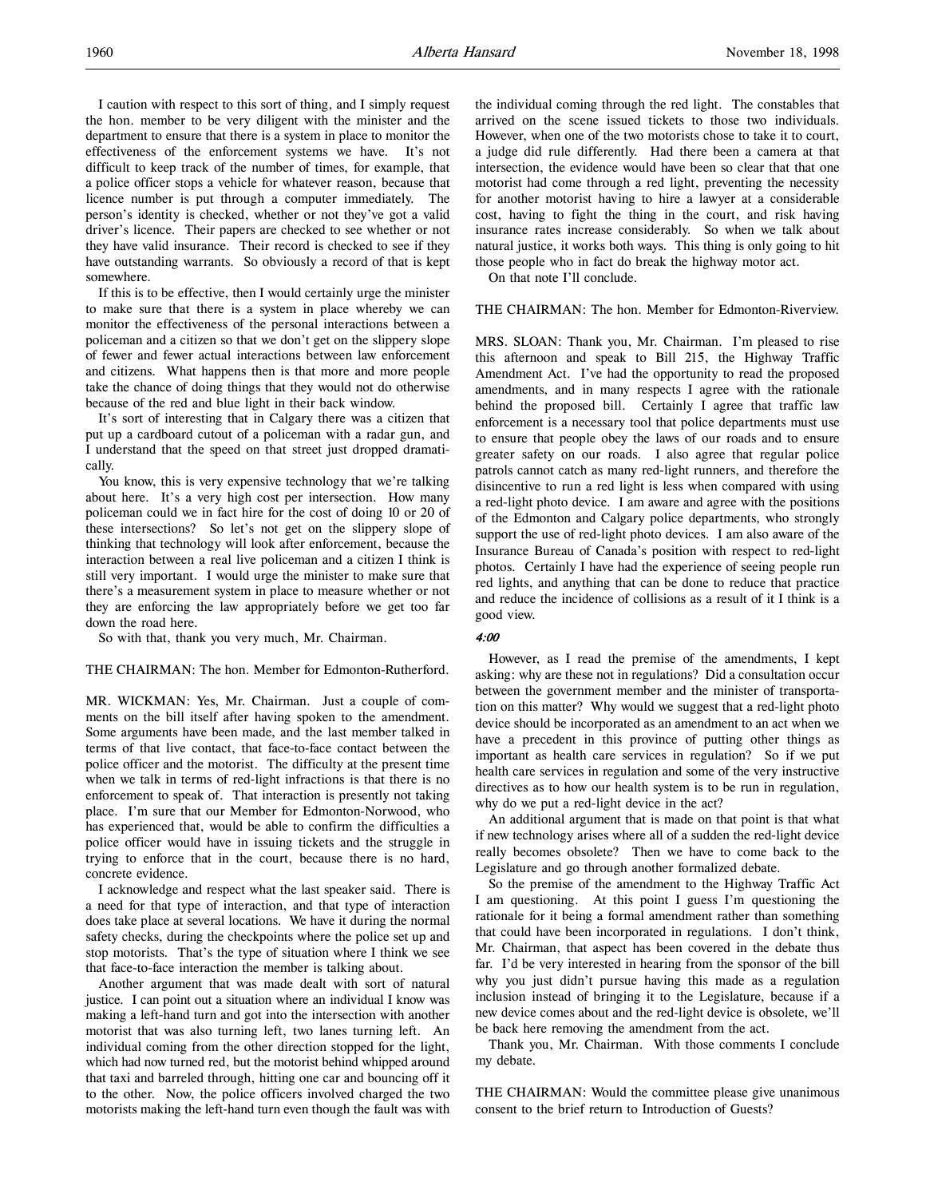I caution with respect to this sort of thing, and I simply request the hon. member to be very diligent with the minister and the department to ensure that there is a system in place to monitor the effectiveness of the enforcement systems we have. It's not difficult to keep track of the number of times, for example, that a police officer stops a vehicle for whatever reason, because that licence number is put through a computer immediately. The person's identity is checked, whether or not they've got a valid driver's licence. Their papers are checked to see whether or not they have valid insurance. Their record is checked to see if they have outstanding warrants. So obviously a record of that is kept somewhere.

If this is to be effective, then I would certainly urge the minister to make sure that there is a system in place whereby we can monitor the effectiveness of the personal interactions between a policeman and a citizen so that we don't get on the slippery slope of fewer and fewer actual interactions between law enforcement and citizens. What happens then is that more and more people take the chance of doing things that they would not do otherwise because of the red and blue light in their back window.

It's sort of interesting that in Calgary there was a citizen that put up a cardboard cutout of a policeman with a radar gun, and I understand that the speed on that street just dropped dramatically.

You know, this is very expensive technology that we're talking about here. It's a very high cost per intersection. How many policeman could we in fact hire for the cost of doing 10 or 20 of these intersections? So let's not get on the slippery slope of thinking that technology will look after enforcement, because the interaction between a real live policeman and a citizen I think is still very important. I would urge the minister to make sure that there's a measurement system in place to measure whether or not they are enforcing the law appropriately before we get too far down the road here.

So with that, thank you very much, Mr. Chairman.

THE CHAIRMAN: The hon. Member for Edmonton-Rutherford.

MR. WICKMAN: Yes, Mr. Chairman. Just a couple of comments on the bill itself after having spoken to the amendment. Some arguments have been made, and the last member talked in terms of that live contact, that face-to-face contact between the police officer and the motorist. The difficulty at the present time when we talk in terms of red-light infractions is that there is no enforcement to speak of. That interaction is presently not taking place. I'm sure that our Member for Edmonton-Norwood, who has experienced that, would be able to confirm the difficulties a police officer would have in issuing tickets and the struggle in trying to enforce that in the court, because there is no hard, concrete evidence.

I acknowledge and respect what the last speaker said. There is a need for that type of interaction, and that type of interaction does take place at several locations. We have it during the normal safety checks, during the checkpoints where the police set up and stop motorists. That's the type of situation where I think we see that face-to-face interaction the member is talking about.

Another argument that was made dealt with sort of natural justice. I can point out a situation where an individual I know was making a left-hand turn and got into the intersection with another motorist that was also turning left, two lanes turning left. An individual coming from the other direction stopped for the light, which had now turned red, but the motorist behind whipped around that taxi and barreled through, hitting one car and bouncing off it to the other. Now, the police officers involved charged the two motorists making the left-hand turn even though the fault was with the individual coming through the red light. The constables that arrived on the scene issued tickets to those two individuals. However, when one of the two motorists chose to take it to court, a judge did rule differently. Had there been a camera at that intersection, the evidence would have been so clear that that one motorist had come through a red light, preventing the necessity for another motorist having to hire a lawyer at a considerable cost, having to fight the thing in the court, and risk having insurance rates increase considerably. So when we talk about natural justice, it works both ways. This thing is only going to hit those people who in fact do break the highway motor act.

On that note I'll conclude.

THE CHAIRMAN: The hon. Member for Edmonton-Riverview.

MRS. SLOAN: Thank you, Mr. Chairman. I'm pleased to rise this afternoon and speak to Bill 215, the Highway Traffic Amendment Act. I've had the opportunity to read the proposed amendments, and in many respects I agree with the rationale behind the proposed bill. Certainly I agree that traffic law enforcement is a necessary tool that police departments must use to ensure that people obey the laws of our roads and to ensure greater safety on our roads. I also agree that regular police patrols cannot catch as many red-light runners, and therefore the disincentive to run a red light is less when compared with using a red-light photo device. I am aware and agree with the positions of the Edmonton and Calgary police departments, who strongly support the use of red-light photo devices. I am also aware of the Insurance Bureau of Canada's position with respect to red-light photos. Certainly I have had the experience of seeing people run red lights, and anything that can be done to reduce that practice and reduce the incidence of collisions as a result of it I think is a good view.

*4:00*

However, as I read the premise of the amendments, I kept asking: why are these not in regulations? Did a consultation occur between the government member and the minister of transportation on this matter? Why would we suggest that a red-light photo device should be incorporated as an amendment to an act when we have a precedent in this province of putting other things as important as health care services in regulation? So if we put health care services in regulation and some of the very instructive directives as to how our health system is to be run in regulation, why do we put a red-light device in the act?

An additional argument that is made on that point is that what if new technology arises where all of a sudden the red-light device really becomes obsolete? Then we have to come back to the Legislature and go through another formalized debate.

So the premise of the amendment to the Highway Traffic Act I am questioning. At this point I guess I'm questioning the rationale for it being a formal amendment rather than something that could have been incorporated in regulations. I don't think, Mr. Chairman, that aspect has been covered in the debate thus far. I'd be very interested in hearing from the sponsor of the bill why you just didn't pursue having this made as a regulation inclusion instead of bringing it to the Legislature, because if a new device comes about and the red-light device is obsolete, we'll be back here removing the amendment from the act.

Thank you, Mr. Chairman. With those comments I conclude my debate.

THE CHAIRMAN: Would the committee please give unanimous consent to the brief return to Introduction of Guests?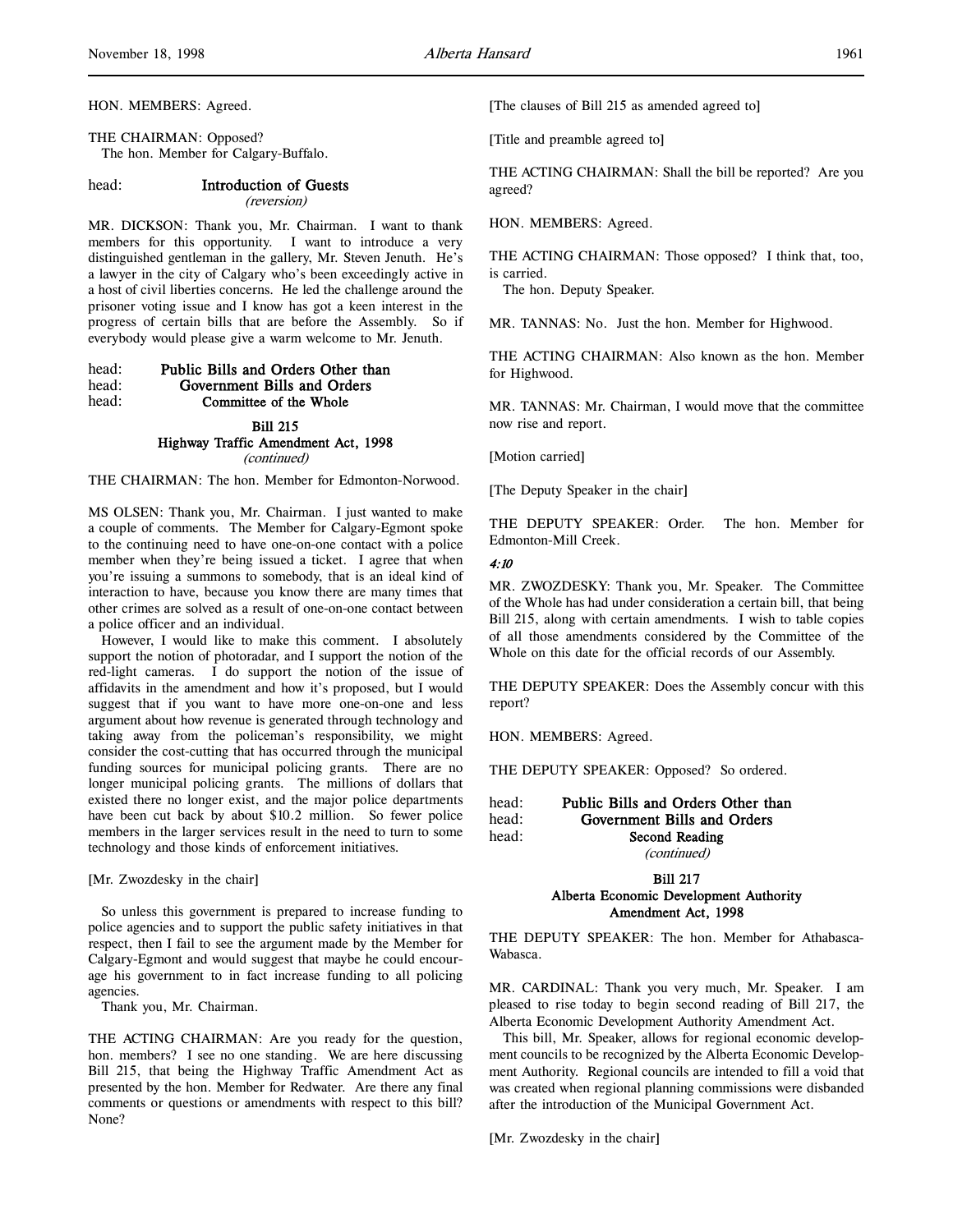HON. MEMBERS: Agreed.

THE CHAIRMAN: Opposed?
The hon. Member for Calgary-Buffalo.

head: **Introduction of Guests**
*(reversion)*

MR. DICKSON: Thank you, Mr. Chairman. I want to thank members for this opportunity. I want to introduce a very distinguished gentleman in the gallery, Mr. Steven Jenuth. He's a lawyer in the city of Calgary who's been exceedingly active in a host of civil liberties concerns. He led the challenge around the prisoner voting issue and I know has got a keen interest in the progress of certain bills that are before the Assembly. So if everybody would please give a warm welcome to Mr. Jenuth.

head: **Public Bills and Orders Other than**
head: **Government Bills and Orders**
head: **Committee of the Whole**

**Bill 215**
**Highway Traffic Amendment Act, 1998**
*(continued)*

THE CHAIRMAN: The hon. Member for Edmonton-Norwood.

MS OLSEN: Thank you, Mr. Chairman. I just wanted to make a couple of comments. The Member for Calgary-Egmont spoke to the continuing need to have one-on-one contact with a police member when they're being issued a ticket. I agree that when you're issuing a summons to somebody, that is an ideal kind of interaction to have, because you know there are many times that other crimes are solved as a result of one-on-one contact between a police officer and an individual.

However, I would like to make this comment. I absolutely support the notion of photoradar, and I support the notion of the red-light cameras. I do support the notion of the issue of affidavits in the amendment and how it's proposed, but I would suggest that if you want to have more one-on-one and less argument about how revenue is generated through technology and taking away from the policeman's responsibility, we might consider the cost-cutting that has occurred through the municipal funding sources for municipal policing grants. There are no longer municipal policing grants. The millions of dollars that existed there no longer exist, and the major police departments have been cut back by about $10.2 million. So fewer police members in the larger services result in the need to turn to some technology and those kinds of enforcement initiatives.

[Mr. Zwozdesky in the chair]

So unless this government is prepared to increase funding to police agencies and to support the public safety initiatives in that respect, then I fail to see the argument made by the Member for Calgary-Egmont and would suggest that maybe he could encourage his government to in fact increase funding to all policing agencies.

Thank you, Mr. Chairman.

THE ACTING CHAIRMAN: Are you ready for the question, hon. members? I see no one standing. We are here discussing Bill 215, that being the Highway Traffic Amendment Act as presented by the hon. Member for Redwater. Are there any final comments or questions or amendments with respect to this bill? None?

[The clauses of Bill 215 as amended agreed to]

[Title and preamble agreed to]

THE ACTING CHAIRMAN: Shall the bill be reported? Are you agreed?

HON. MEMBERS: Agreed.

THE ACTING CHAIRMAN: Those opposed? I think that, too, is carried.

The hon. Deputy Speaker.

MR. TANNAS: No. Just the hon. Member for Highwood.

THE ACTING CHAIRMAN: Also known as the hon. Member for Highwood.

MR. TANNAS: Mr. Chairman, I would move that the committee now rise and report.

[Motion carried]

[The Deputy Speaker in the chair]

THE DEPUTY SPEAKER: Order. The hon. Member for Edmonton-Mill Creek.

*4:10*

MR. ZWOZDESKY: Thank you, Mr. Speaker. The Committee of the Whole has had under consideration a certain bill, that being Bill 215, along with certain amendments. I wish to table copies of all those amendments considered by the Committee of the Whole on this date for the official records of our Assembly.

THE DEPUTY SPEAKER: Does the Assembly concur with this report?

HON. MEMBERS: Agreed.

THE DEPUTY SPEAKER: Opposed? So ordered.

head: **Public Bills and Orders Other than**
head: **Government Bills and Orders**
head: **Second Reading**
*(continued)*

**Bill 217**
**Alberta Economic Development Authority**
**Amendment Act, 1998**

THE DEPUTY SPEAKER: The hon. Member for Athabasca-Wabasca.

MR. CARDINAL: Thank you very much, Mr. Speaker. I am pleased to rise today to begin second reading of Bill 217, the Alberta Economic Development Authority Amendment Act.

This bill, Mr. Speaker, allows for regional economic development councils to be recognized by the Alberta Economic Development Authority. Regional councils are intended to fill a void that was created when regional planning commissions were disbanded after the introduction of the Municipal Government Act.

[Mr. Zwozdesky in the chair]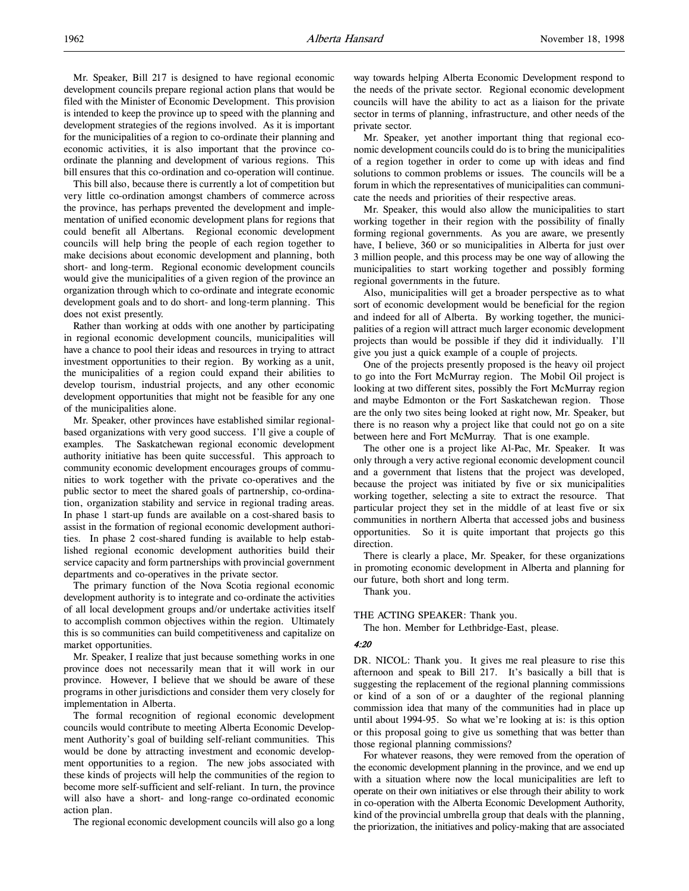Mr. Speaker, Bill 217 is designed to have regional economic development councils prepare regional action plans that would be filed with the Minister of Economic Development. This provision is intended to keep the province up to speed with the planning and development strategies of the regions involved. As it is important for the municipalities of a region to co-ordinate their planning and economic activities, it is also important that the province co-ordinate the planning and development of various regions. This bill ensures that this co-ordination and co-operation will continue.

This bill also, because there is currently a lot of competition but very little co-ordination amongst chambers of commerce across the province, has perhaps prevented the development and implementation of unified economic development plans for regions that could benefit all Albertans. Regional economic development councils will help bring the people of each region together to make decisions about economic development and planning, both short- and long-term. Regional economic development councils would give the municipalities of a given region of the province an organization through which to co-ordinate and integrate economic development goals and to do short- and long-term planning. This does not exist presently.

Rather than working at odds with one another by participating in regional economic development councils, municipalities will have a chance to pool their ideas and resources in trying to attract investment opportunities to their region. By working as a unit, the municipalities of a region could expand their abilities to develop tourism, industrial projects, and any other economic development opportunities that might not be feasible for any one of the municipalities alone.

Mr. Speaker, other provinces have established similar regional-based organizations with very good success. I'll give a couple of examples. The Saskatchewan regional economic development authority initiative has been quite successful. This approach to community economic development encourages groups of communities to work together with the private co-operatives and the public sector to meet the shared goals of partnership, co-ordination, organization stability and service in regional trading areas. In phase 1 start-up funds are available on a cost-shared basis to assist in the formation of regional economic development authorities. In phase 2 cost-shared funding is available to help established regional economic development authorities build their service capacity and form partnerships with provincial government departments and co-operatives in the private sector.

The primary function of the Nova Scotia regional economic development authority is to integrate and co-ordinate the activities of all local development groups and/or undertake activities itself to accomplish common objectives within the region. Ultimately this is so communities can build competitiveness and capitalize on market opportunities.

Mr. Speaker, I realize that just because something works in one province does not necessarily mean that it will work in our province. However, I believe that we should be aware of these programs in other jurisdictions and consider them very closely for implementation in Alberta.

The formal recognition of regional economic development councils would contribute to meeting Alberta Economic Development Authority's goal of building self-reliant communities. This would be done by attracting investment and economic development opportunities to a region. The new jobs associated with these kinds of projects will help the communities of the region to become more self-sufficient and self-reliant. In turn, the province will also have a short- and long-range co-ordinated economic action plan.

The regional economic development councils will also go a long way towards helping Alberta Economic Development respond to the needs of the private sector. Regional economic development councils will have the ability to act as a liaison for the private sector in terms of planning, infrastructure, and other needs of the private sector.

Mr. Speaker, yet another important thing that regional economic development councils could do is to bring the municipalities of a region together in order to come up with ideas and find solutions to common problems or issues. The councils will be a forum in which the representatives of municipalities can communicate the needs and priorities of their respective areas.

Mr. Speaker, this would also allow the municipalities to start working together in their region with the possibility of finally forming regional governments. As you are aware, we presently have, I believe, 360 or so municipalities in Alberta for just over 3 million people, and this process may be one way of allowing the municipalities to start working together and possibly forming regional governments in the future.

Also, municipalities will get a broader perspective as to what sort of economic development would be beneficial for the region and indeed for all of Alberta. By working together, the municipalities of a region will attract much larger economic development projects than would be possible if they did it individually. I'll give you just a quick example of a couple of projects.

One of the projects presently proposed is the heavy oil project to go into the Fort McMurray region. The Mobil Oil project is looking at two different sites, possibly the Fort McMurray region and maybe Edmonton or the Fort Saskatchewan region. Those are the only two sites being looked at right now, Mr. Speaker, but there is no reason why a project like that could not go on a site between here and Fort McMurray. That is one example.

The other one is a project like Al-Pac, Mr. Speaker. It was only through a very active regional economic development council and a government that listens that the project was developed, because the project was initiated by five or six municipalities working together, selecting a site to extract the resource. That particular project they set in the middle of at least five or six communities in northern Alberta that accessed jobs and business opportunities. So it is quite important that projects go this direction.

There is clearly a place, Mr. Speaker, for these organizations in promoting economic development in Alberta and planning for our future, both short and long term.

Thank you.

THE ACTING SPEAKER: Thank you.

The hon. Member for Lethbridge-East, please.

*4:20*

DR. NICOL: Thank you. It gives me real pleasure to rise this afternoon and speak to Bill 217. It's basically a bill that is suggesting the replacement of the regional planning commissions or kind of a son of or a daughter of the regional planning commission idea that many of the communities had in place up until about 1994-95. So what we're looking at is: is this option or this proposal going to give us something that was better than those regional planning commissions?

For whatever reasons, they were removed from the operation of the economic development planning in the province, and we end up with a situation where now the local municipalities are left to operate on their own initiatives or else through their ability to work in co-operation with the Alberta Economic Development Authority, kind of the provincial umbrella group that deals with the planning, the priorization, the initiatives and policy-making that are associated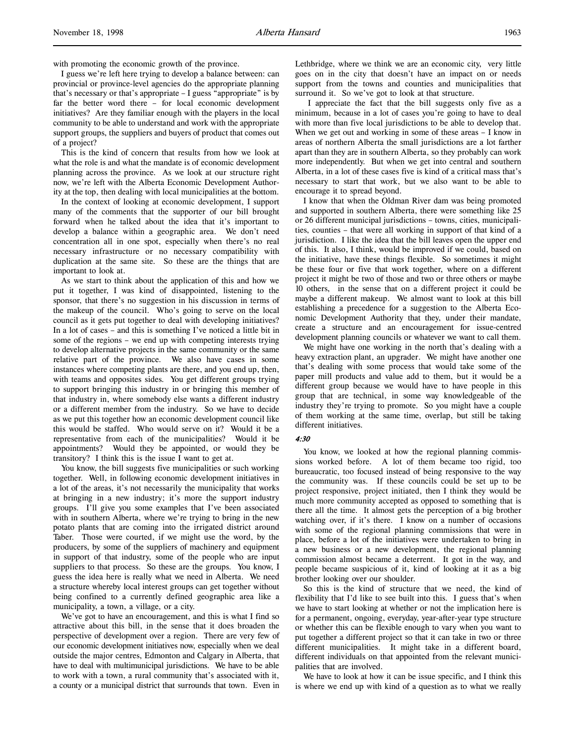with promoting the economic growth of the province.

I guess we're left here trying to develop a balance between: can provincial or province-level agencies do the appropriate planning that's necessary or that's appropriate – I guess "appropriate" is by far the better word there – for local economic development initiatives? Are they familiar enough with the players in the local community to be able to understand and work with the appropriate support groups, the suppliers and buyers of product that comes out of a project?

This is the kind of concern that results from how we look at what the role is and what the mandate is of economic development planning across the province. As we look at our structure right now, we're left with the Alberta Economic Development Authority at the top, then dealing with local municipalities at the bottom.

In the context of looking at economic development, I support many of the comments that the supporter of our bill brought forward when he talked about the idea that it's important to develop a balance within a geographic area. We don't need concentration all in one spot, especially when there's no real necessary infrastructure or no necessary compatibility with duplication at the same site. So these are the things that are important to look at.

As we start to think about the application of this and how we put it together, I was kind of disappointed, listening to the sponsor, that there's no suggestion in his discussion in terms of the makeup of the council. Who's going to serve on the local council as it gets put together to deal with developing initiatives? In a lot of cases – and this is something I've noticed a little bit in some of the regions – we end up with competing interests trying to develop alternative projects in the same community or the same relative part of the province. We also have cases in some instances where competing plants are there, and you end up, then, with teams and opposites sides. You get different groups trying to support bringing this industry in or bringing this member of that industry in, where somebody else wants a different industry or a different member from the industry. So we have to decide as we put this together how an economic development council like this would be staffed. Who would serve on it? Would it be a representative from each of the municipalities? Would it be appointments? Would they be appointed, or would they be transitory? I think this is the issue I want to get at.

You know, the bill suggests five municipalities or such working together. Well, in following economic development initiatives in a lot of the areas, it's not necessarily the municipality that works at bringing in a new industry; it's more the support industry groups. I'll give you some examples that I've been associated with in southern Alberta, where we're trying to bring in the new potato plants that are coming into the irrigated district around Taber. Those were courted, if we might use the word, by the producers, by some of the suppliers of machinery and equipment in support of that industry, some of the people who are input suppliers to that process. So these are the groups. You know, I guess the idea here is really what we need in Alberta. We need a structure whereby local interest groups can get together without being confined to a currently defined geographic area like a municipality, a town, a village, or a city.

We've got to have an encouragement, and this is what I find so attractive about this bill, in the sense that it does broaden the perspective of development over a region. There are very few of our economic development initiatives now, especially when we deal outside the major centres, Edmonton and Calgary in Alberta, that have to deal with multimunicipal jurisdictions. We have to be able to work with a town, a rural community that's associated with it, a county or a municipal district that surrounds that town. Even in Lethbridge, where we think we are an economic city, very little goes on in the city that doesn't have an impact on or needs support from the towns and counties and municipalities that surround it. So we've got to look at that structure.

I appreciate the fact that the bill suggests only five as a minimum, because in a lot of cases you're going to have to deal with more than five local jurisdictions to be able to develop that. When we get out and working in some of these areas – I know in areas of northern Alberta the small jurisdictions are a lot farther apart than they are in southern Alberta, so they probably can work more independently. But when we get into central and southern Alberta, in a lot of these cases five is kind of a critical mass that's necessary to start that work, but we also want to be able to encourage it to spread beyond.

I know that when the Oldman River dam was being promoted and supported in southern Alberta, there were something like 25 or 26 different municipal jurisdictions – towns, cities, municipalities, counties – that were all working in support of that kind of a jurisdiction. I like the idea that the bill leaves open the upper end of this. It also, I think, would be improved if we could, based on the initiative, have these things flexible. So sometimes it might be these four or five that work together, where on a different project it might be two of those and two or three others or maybe 10 others, in the sense that on a different project it could be maybe a different makeup. We almost want to look at this bill establishing a precedence for a suggestion to the Alberta Economic Development Authority that they, under their mandate, create a structure and an encouragement for issue-centred development planning councils or whatever we want to call them.

We might have one working in the north that's dealing with a heavy extraction plant, an upgrader. We might have another one that's dealing with some process that would take some of the paper mill products and value add to them, but it would be a different group because we would have to have people in this group that are technical, in some way knowledgeable of the industry they're trying to promote. So you might have a couple of them working at the same time, overlap, but still be taking different initiatives.

*4:30*

You know, we looked at how the regional planning commissions worked before. A lot of them became too rigid, too bureaucratic, too focused instead of being responsive to the way the community was. If these councils could be set up to be project responsive, project initiated, then I think they would be much more community accepted as opposed to something that is there all the time. It almost gets the perception of a big brother watching over, if it's there. I know on a number of occasions with some of the regional planning commissions that were in place, before a lot of the initiatives were undertaken to bring in a new business or a new development, the regional planning commission almost became a deterrent. It got in the way, and people became suspicious of it, kind of looking at it as a big brother looking over our shoulder.

So this is the kind of structure that we need, the kind of flexibility that I'd like to see built into this. I guess that's when we have to start looking at whether or not the implication here is for a permanent, ongoing, everyday, year-after-year type structure or whether this can be flexible enough to vary when you want to put together a different project so that it can take in two or three different municipalities. It might take in a different board, different individuals on that appointed from the relevant municipalities that are involved.

We have to look at how it can be issue specific, and I think this is where we end up with kind of a question as to what we really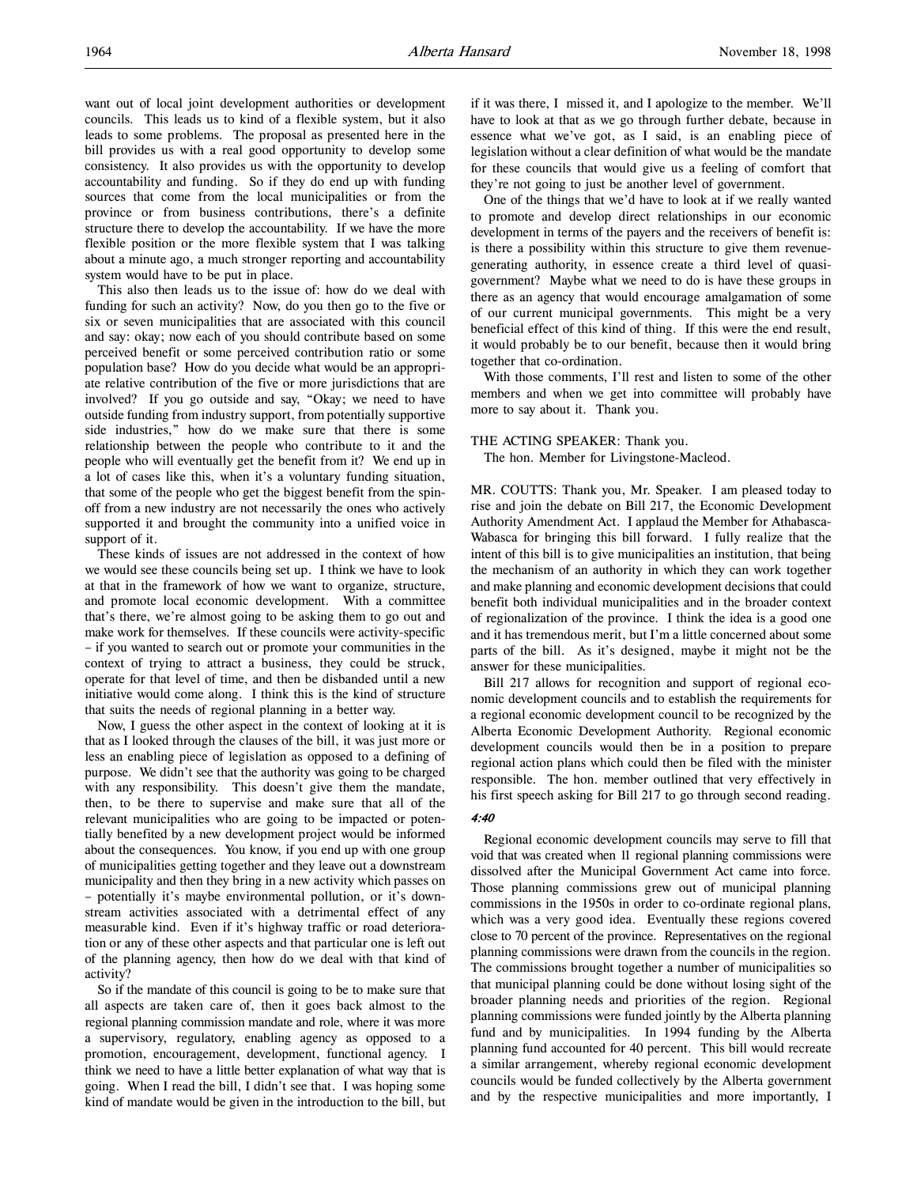want out of local joint development authorities or development councils. This leads us to kind of a flexible system, but it also leads to some problems. The proposal as presented here in the bill provides us with a real good opportunity to develop some consistency. It also provides us with the opportunity to develop accountability and funding. So if they do end up with funding sources that come from the local municipalities or from the province or from business contributions, there's a definite structure there to develop the accountability. If we have the more flexible position or the more flexible system that I was talking about a minute ago, a much stronger reporting and accountability system would have to be put in place.

This also then leads us to the issue of: how do we deal with funding for such an activity? Now, do you then go to the five or six or seven municipalities that are associated with this council and say: okay; now each of you should contribute based on some perceived benefit or some perceived contribution ratio or some population base? How do you decide what would be an appropriate relative contribution of the five or more jurisdictions that are involved? If you go outside and say, "Okay; we need to have outside funding from industry support, from potentially supportive side industries," how do we make sure that there is some relationship between the people who contribute to it and the people who will eventually get the benefit from it? We end up in a lot of cases like this, when it's a voluntary funding situation, that some of the people who get the biggest benefit from the spin-off from a new industry are not necessarily the ones who actively supported it and brought the community into a unified voice in support of it.

These kinds of issues are not addressed in the context of how we would see these councils being set up. I think we have to look at that in the framework of how we want to organize, structure, and promote local economic development. With a committee that's there, we're almost going to be asking them to go out and make work for themselves. If these councils were activity-specific – if you wanted to search out or promote your communities in the context of trying to attract a business, they could be struck, operate for that level of time, and then be disbanded until a new initiative would come along. I think this is the kind of structure that suits the needs of regional planning in a better way.

Now, I guess the other aspect in the context of looking at it is that as I looked through the clauses of the bill, it was just more or less an enabling piece of legislation as opposed to a defining of purpose. We didn't see that the authority was going to be charged with any responsibility. This doesn't give them the mandate, then, to be there to supervise and make sure that all of the relevant municipalities who are going to be impacted or potentially benefited by a new development project would be informed about the consequences. You know, if you end up with one group of municipalities getting together and they leave out a downstream municipality and then they bring in a new activity which passes on – potentially it's maybe environmental pollution, or it's downstream activities associated with a detrimental effect of any measurable kind. Even if it's highway traffic or road deterioration or any of these other aspects and that particular one is left out of the planning agency, then how do we deal with that kind of activity?

So if the mandate of this council is going to be to make sure that all aspects are taken care of, then it goes back almost to the regional planning commission mandate and role, where it was more a supervisory, regulatory, enabling agency as opposed to a promotion, encouragement, development, functional agency. I think we need to have a little better explanation of what way that is going. When I read the bill, I didn't see that. I was hoping some kind of mandate would be given in the introduction to the bill, but if it was there, I missed it, and I apologize to the member. We'll have to look at that as we go through further debate, because in essence what we've got, as I said, is an enabling piece of legislation without a clear definition of what would be the mandate for these councils that would give us a feeling of comfort that they're not going to just be another level of government.

One of the things that we'd have to look at if we really wanted to promote and develop direct relationships in our economic development in terms of the payers and the receivers of benefit is: is there a possibility within this structure to give them revenue-generating authority, in essence create a third level of quasi-government? Maybe what we need to do is have these groups in there as an agency that would encourage amalgamation of some of our current municipal governments. This might be a very beneficial effect of this kind of thing. If this were the end result, it would probably be to our benefit, because then it would bring together that co-ordination.

With those comments, I'll rest and listen to some of the other members and when we get into committee will probably have more to say about it. Thank you.

THE ACTING SPEAKER: Thank you.

The hon. Member for Livingstone-Macleod.

MR. COUTTS: Thank you, Mr. Speaker. I am pleased today to rise and join the debate on Bill 217, the Economic Development Authority Amendment Act. I applaud the Member for Athabasca-Wabasca for bringing this bill forward. I fully realize that the intent of this bill is to give municipalities an institution, that being the mechanism of an authority in which they can work together and make planning and economic development decisions that could benefit both individual municipalities and in the broader context of regionalization of the province. I think the idea is a good one and it has tremendous merit, but I'm a little concerned about some parts of the bill. As it's designed, maybe it might not be the answer for these municipalities.

Bill 217 allows for recognition and support of regional economic development councils and to establish the requirements for a regional economic development council to be recognized by the Alberta Economic Development Authority. Regional economic development councils would then be in a position to prepare regional action plans which could then be filed with the minister responsible. The hon. member outlined that very effectively in his first speech asking for Bill 217 to go through second reading.

*4:40*

Regional economic development councils may serve to fill that void that was created when 11 regional planning commissions were dissolved after the Municipal Government Act came into force. Those planning commissions grew out of municipal planning commissions in the 1950s in order to co-ordinate regional plans, which was a very good idea. Eventually these regions covered close to 70 percent of the province. Representatives on the regional planning commissions were drawn from the councils in the region. The commissions brought together a number of municipalities so that municipal planning could be done without losing sight of the broader planning needs and priorities of the region. Regional planning commissions were funded jointly by the Alberta planning fund and by municipalities. In 1994 funding by the Alberta planning fund accounted for 40 percent. This bill would recreate a similar arrangement, whereby regional economic development councils would be funded collectively by the Alberta government and by the respective municipalities and more importantly, I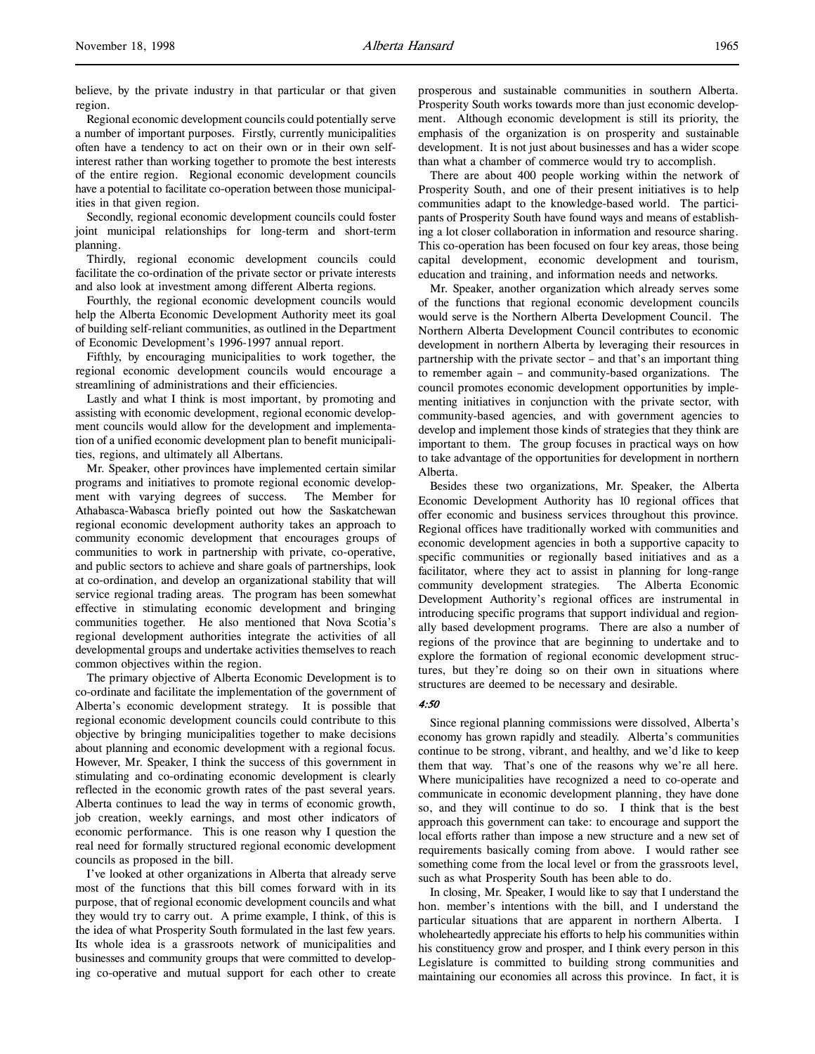believe, by the private industry in that particular or that given region.

Regional economic development councils could potentially serve a number of important purposes. Firstly, currently municipalities often have a tendency to act on their own or in their own self-interest rather than working together to promote the best interests of the entire region. Regional economic development councils have a potential to facilitate co-operation between those municipalities in that given region.

Secondly, regional economic development councils could foster joint municipal relationships for long-term and short-term planning.

Thirdly, regional economic development councils could facilitate the co-ordination of the private sector or private interests and also look at investment among different Alberta regions.

Fourthly, the regional economic development councils would help the Alberta Economic Development Authority meet its goal of building self-reliant communities, as outlined in the Department of Economic Development's 1996-1997 annual report.

Fifthly, by encouraging municipalities to work together, the regional economic development councils would encourage a streamlining of administrations and their efficiencies.

Lastly and what I think is most important, by promoting and assisting with economic development, regional economic development councils would allow for the development and implementation of a unified economic development plan to benefit municipalities, regions, and ultimately all Albertans.

Mr. Speaker, other provinces have implemented certain similar programs and initiatives to promote regional economic development with varying degrees of success. The Member for Athabasca-Wabasca briefly pointed out how the Saskatchewan regional economic development authority takes an approach to community economic development that encourages groups of communities to work in partnership with private, co-operative, and public sectors to achieve and share goals of partnerships, look at co-ordination, and develop an organizational stability that will service regional trading areas. The program has been somewhat effective in stimulating economic development and bringing communities together. He also mentioned that Nova Scotia's regional development authorities integrate the activities of all developmental groups and undertake activities themselves to reach common objectives within the region.

The primary objective of Alberta Economic Development is to co-ordinate and facilitate the implementation of the government of Alberta's economic development strategy. It is possible that regional economic development councils could contribute to this objective by bringing municipalities together to make decisions about planning and economic development with a regional focus. However, Mr. Speaker, I think the success of this government in stimulating and co-ordinating economic development is clearly reflected in the economic growth rates of the past several years. Alberta continues to lead the way in terms of economic growth, job creation, weekly earnings, and most other indicators of economic performance. This is one reason why I question the real need for formally structured regional economic development councils as proposed in the bill.

I've looked at other organizations in Alberta that already serve most of the functions that this bill comes forward with in its purpose, that of regional economic development councils and what they would try to carry out. A prime example, I think, of this is the idea of what Prosperity South formulated in the last few years. Its whole idea is a grassroots network of municipalities and businesses and community groups that were committed to developing co-operative and mutual support for each other to create prosperous and sustainable communities in southern Alberta. Prosperity South works towards more than just economic development. Although economic development is still its priority, the emphasis of the organization is on prosperity and sustainable development. It is not just about businesses and has a wider scope than what a chamber of commerce would try to accomplish.

There are about 400 people working within the network of Prosperity South, and one of their present initiatives is to help communities adapt to the knowledge-based world. The participants of Prosperity South have found ways and means of establishing a lot closer collaboration in information and resource sharing. This co-operation has been focused on four key areas, those being capital development, economic development and tourism, education and training, and information needs and networks.

Mr. Speaker, another organization which already serves some of the functions that regional economic development councils would serve is the Northern Alberta Development Council. The Northern Alberta Development Council contributes to economic development in northern Alberta by leveraging their resources in partnership with the private sector – and that's an important thing to remember again – and community-based organizations. The council promotes economic development opportunities by implementing initiatives in conjunction with the private sector, with community-based agencies, and with government agencies to develop and implement those kinds of strategies that they think are important to them. The group focuses in practical ways on how to take advantage of the opportunities for development in northern Alberta.

Besides these two organizations, Mr. Speaker, the Alberta Economic Development Authority has 10 regional offices that offer economic and business services throughout this province. Regional offices have traditionally worked with communities and economic development agencies in both a supportive capacity to specific communities or regionally based initiatives and as a facilitator, where they act to assist in planning for long-range community development strategies. The Alberta Economic Development Authority's regional offices are instrumental in introducing specific programs that support individual and regionally based development programs. There are also a number of regions of the province that are beginning to undertake and to explore the formation of regional economic development structures, but they're doing so on their own in situations where structures are deemed to be necessary and desirable.

*4:50*

Since regional planning commissions were dissolved, Alberta's economy has grown rapidly and steadily. Alberta's communities continue to be strong, vibrant, and healthy, and we'd like to keep them that way. That's one of the reasons why we're all here. Where municipalities have recognized a need to co-operate and communicate in economic development planning, they have done so, and they will continue to do so. I think that is the best approach this government can take: to encourage and support the local efforts rather than impose a new structure and a new set of requirements basically coming from above. I would rather see something come from the local level or from the grassroots level, such as what Prosperity South has been able to do.

In closing, Mr. Speaker, I would like to say that I understand the hon. member's intentions with the bill, and I understand the particular situations that are apparent in northern Alberta. I wholeheartedly appreciate his efforts to help his communities within his constituency grow and prosper, and I think every person in this Legislature is committed to building strong communities and maintaining our economies all across this province. In fact, it is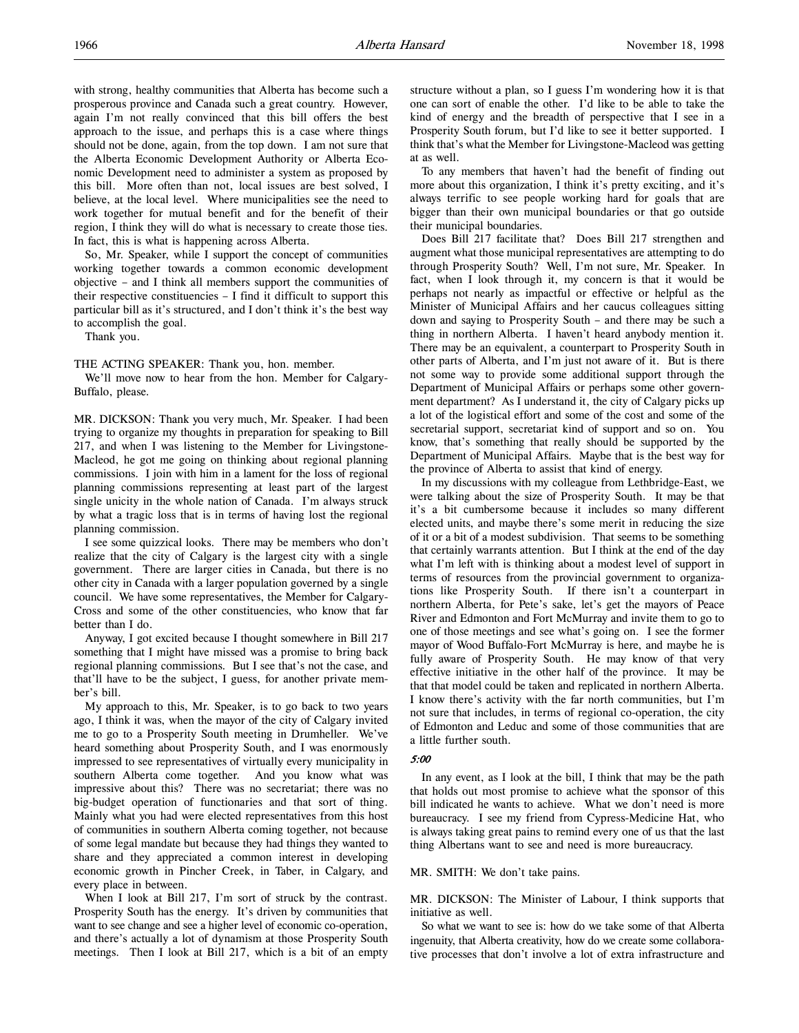with strong, healthy communities that Alberta has become such a prosperous province and Canada such a great country. However, again I'm not really convinced that this bill offers the best approach to the issue, and perhaps this is a case where things should not be done, again, from the top down. I am not sure that the Alberta Economic Development Authority or Alberta Economic Development need to administer a system as proposed by this bill. More often than not, local issues are best solved, I believe, at the local level. Where municipalities see the need to work together for mutual benefit and for the benefit of their region, I think they will do what is necessary to create those ties. In fact, this is what is happening across Alberta.

So, Mr. Speaker, while I support the concept of communities working together towards a common economic development objective – and I think all members support the communities of their respective constituencies – I find it difficult to support this particular bill as it's structured, and I don't think it's the best way to accomplish the goal.

Thank you.

THE ACTING SPEAKER: Thank you, hon. member.

We'll move now to hear from the hon. Member for Calgary-Buffalo, please.

MR. DICKSON: Thank you very much, Mr. Speaker. I had been trying to organize my thoughts in preparation for speaking to Bill 217, and when I was listening to the Member for Livingstone-Macleod, he got me going on thinking about regional planning commissions. I join with him in a lament for the loss of regional planning commissions representing at least part of the largest single unicity in the whole nation of Canada. I'm always struck by what a tragic loss that is in terms of having lost the regional planning commission.

I see some quizzical looks. There may be members who don't realize that the city of Calgary is the largest city with a single government. There are larger cities in Canada, but there is no other city in Canada with a larger population governed by a single council. We have some representatives, the Member for Calgary-Cross and some of the other constituencies, who know that far better than I do.

Anyway, I got excited because I thought somewhere in Bill 217 something that I might have missed was a promise to bring back regional planning commissions. But I see that's not the case, and that'll have to be the subject, I guess, for another private member's bill.

My approach to this, Mr. Speaker, is to go back to two years ago, I think it was, when the mayor of the city of Calgary invited me to go to a Prosperity South meeting in Drumheller. We've heard something about Prosperity South, and I was enormously impressed to see representatives of virtually every municipality in southern Alberta come together. And you know what was impressive about this? There was no secretariat; there was no big-budget operation of functionaries and that sort of thing. Mainly what you had were elected representatives from this host of communities in southern Alberta coming together, not because of some legal mandate but because they had things they wanted to share and they appreciated a common interest in developing economic growth in Pincher Creek, in Taber, in Calgary, and every place in between.

When I look at Bill 217, I'm sort of struck by the contrast. Prosperity South has the energy. It's driven by communities that want to see change and see a higher level of economic co-operation, and there's actually a lot of dynamism at those Prosperity South meetings. Then I look at Bill 217, which is a bit of an empty structure without a plan, so I guess I'm wondering how it is that one can sort of enable the other. I'd like to be able to take the kind of energy and the breadth of perspective that I see in a Prosperity South forum, but I'd like to see it better supported. I think that's what the Member for Livingstone-Macleod was getting at as well.

To any members that haven't had the benefit of finding out more about this organization, I think it's pretty exciting, and it's always terrific to see people working hard for goals that are bigger than their own municipal boundaries or that go outside their municipal boundaries.

Does Bill 217 facilitate that? Does Bill 217 strengthen and augment what those municipal representatives are attempting to do through Prosperity South? Well, I'm not sure, Mr. Speaker. In fact, when I look through it, my concern is that it would be perhaps not nearly as impactful or effective or helpful as the Minister of Municipal Affairs and her caucus colleagues sitting down and saying to Prosperity South – and there may be such a thing in northern Alberta. I haven't heard anybody mention it. There may be an equivalent, a counterpart to Prosperity South in other parts of Alberta, and I'm just not aware of it. But is there not some way to provide some additional support through the Department of Municipal Affairs or perhaps some other government department? As I understand it, the city of Calgary picks up a lot of the logistical effort and some of the cost and some of the secretarial support, secretariat kind of support and so on. You know, that's something that really should be supported by the Department of Municipal Affairs. Maybe that is the best way for the province of Alberta to assist that kind of energy.

In my discussions with my colleague from Lethbridge-East, we were talking about the size of Prosperity South. It may be that it's a bit cumbersome because it includes so many different elected units, and maybe there's some merit in reducing the size of it or a bit of a modest subdivision. That seems to be something that certainly warrants attention. But I think at the end of the day what I'm left with is thinking about a modest level of support in terms of resources from the provincial government to organizations like Prosperity South. If there isn't a counterpart in northern Alberta, for Pete's sake, let's get the mayors of Peace River and Edmonton and Fort McMurray and invite them to go to one of those meetings and see what's going on. I see the former mayor of Wood Buffalo-Fort McMurray is here, and maybe he is fully aware of Prosperity South. He may know of that very effective initiative in the other half of the province. It may be that that model could be taken and replicated in northern Alberta. I know there's activity with the far north communities, but I'm not sure that includes, in terms of regional co-operation, the city of Edmonton and Leduc and some of those communities that are a little further south.

*5:00*

In any event, as I look at the bill, I think that may be the path that holds out most promise to achieve what the sponsor of this bill indicated he wants to achieve. What we don't need is more bureaucracy. I see my friend from Cypress-Medicine Hat, who is always taking great pains to remind every one of us that the last thing Albertans want to see and need is more bureaucracy.

MR. SMITH: We don't take pains.

MR. DICKSON: The Minister of Labour, I think supports that initiative as well.

So what we want to see is: how do we take some of that Alberta ingenuity, that Alberta creativity, how do we create some collaborative processes that don't involve a lot of extra infrastructure and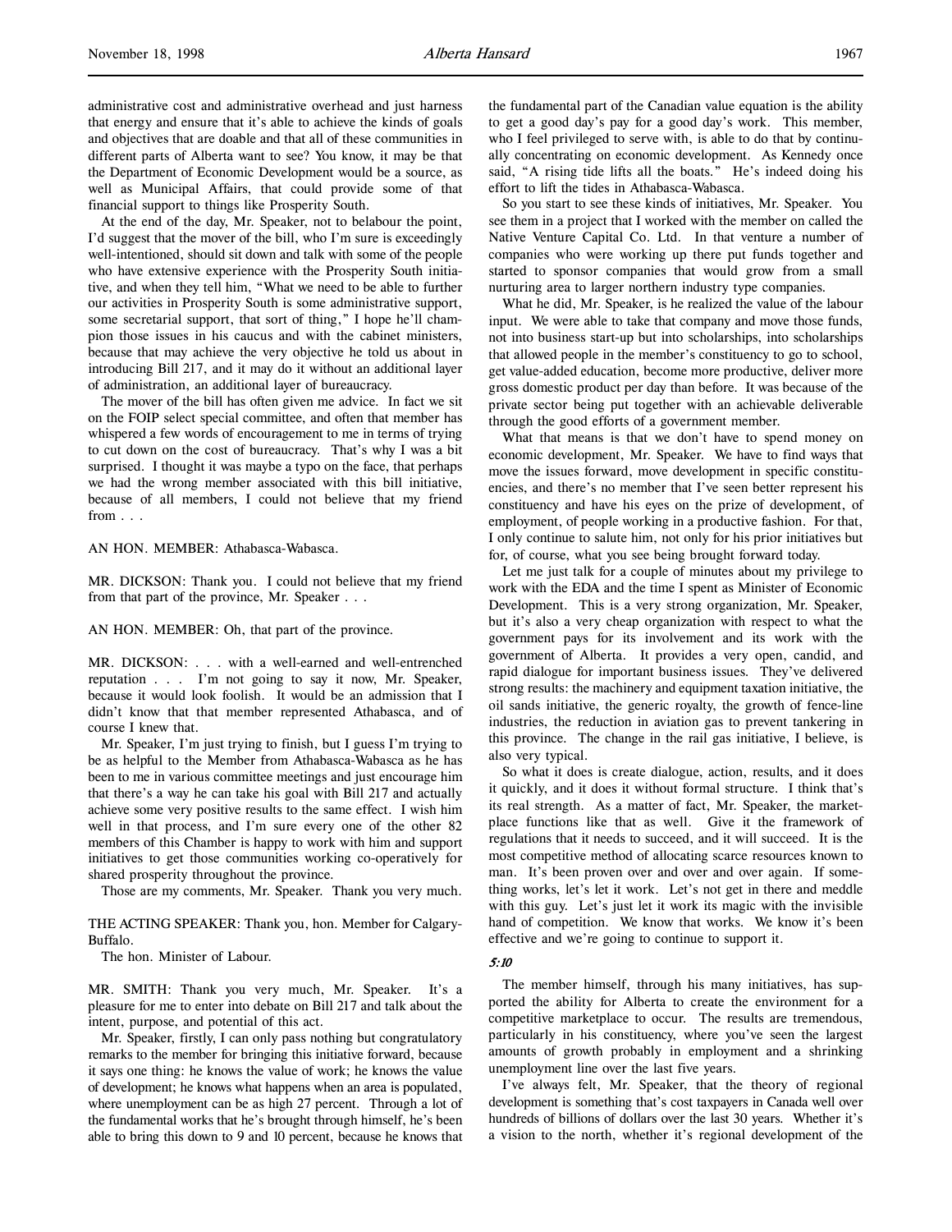administrative cost and administrative overhead and just harness that energy and ensure that it's able to achieve the kinds of goals and objectives that are doable and that all of these communities in different parts of Alberta want to see? You know, it may be that the Department of Economic Development would be a source, as well as Municipal Affairs, that could provide some of that financial support to things like Prosperity South.

At the end of the day, Mr. Speaker, not to belabour the point, I'd suggest that the mover of the bill, who I'm sure is exceedingly well-intentioned, should sit down and talk with some of the people who have extensive experience with the Prosperity South initiative, and when they tell him, "What we need to be able to further our activities in Prosperity South is some administrative support, some secretarial support, that sort of thing," I hope he'll champion those issues in his caucus and with the cabinet ministers, because that may achieve the very objective he told us about in introducing Bill 217, and it may do it without an additional layer of administration, an additional layer of bureaucracy.

The mover of the bill has often given me advice. In fact we sit on the FOIP select special committee, and often that member has whispered a few words of encouragement to me in terms of trying to cut down on the cost of bureaucracy. That's why I was a bit surprised. I thought it was maybe a typo on the face, that perhaps we had the wrong member associated with this bill initiative, because of all members, I could not believe that my friend from . . .

AN HON. MEMBER: Athabasca-Wabasca.

MR. DICKSON: Thank you. I could not believe that my friend from that part of the province, Mr. Speaker . . .

AN HON. MEMBER: Oh, that part of the province.

MR. DICKSON: . . . with a well-earned and well-entrenched reputation . . . I'm not going to say it now, Mr. Speaker, because it would look foolish. It would be an admission that I didn't know that that member represented Athabasca, and of course I knew that.

Mr. Speaker, I'm just trying to finish, but I guess I'm trying to be as helpful to the Member from Athabasca-Wabasca as he has been to me in various committee meetings and just encourage him that there's a way he can take his goal with Bill 217 and actually achieve some very positive results to the same effect. I wish him well in that process, and I'm sure every one of the other 82 members of this Chamber is happy to work with him and support initiatives to get those communities working co-operatively for shared prosperity throughout the province.

Those are my comments, Mr. Speaker. Thank you very much.

THE ACTING SPEAKER: Thank you, hon. Member for Calgary-Buffalo.

The hon. Minister of Labour.

MR. SMITH: Thank you very much, Mr. Speaker. It's a pleasure for me to enter into debate on Bill 217 and talk about the intent, purpose, and potential of this act.

Mr. Speaker, firstly, I can only pass nothing but congratulatory remarks to the member for bringing this initiative forward, because it says one thing: he knows the value of work; he knows the value of development; he knows what happens when an area is populated, where unemployment can be as high 27 percent. Through a lot of the fundamental works that he's brought through himself, he's been able to bring this down to 9 and 10 percent, because he knows that the fundamental part of the Canadian value equation is the ability to get a good day's pay for a good day's work. This member, who I feel privileged to serve with, is able to do that by continually concentrating on economic development. As Kennedy once said, "A rising tide lifts all the boats." He's indeed doing his effort to lift the tides in Athabasca-Wabasca.

So you start to see these kinds of initiatives, Mr. Speaker. You see them in a project that I worked with the member on called the Native Venture Capital Co. Ltd. In that venture a number of companies who were working up there put funds together and started to sponsor companies that would grow from a small nurturing area to larger northern industry type companies.

What he did, Mr. Speaker, is he realized the value of the labour input. We were able to take that company and move those funds, not into business start-up but into scholarships, into scholarships that allowed people in the member's constituency to go to school, get value-added education, become more productive, deliver more gross domestic product per day than before. It was because of the private sector being put together with an achievable deliverable through the good efforts of a government member.

What that means is that we don't have to spend money on economic development, Mr. Speaker. We have to find ways that move the issues forward, move development in specific constituencies, and there's no member that I've seen better represent his constituency and have his eyes on the prize of development, of employment, of people working in a productive fashion. For that, I only continue to salute him, not only for his prior initiatives but for, of course, what you see being brought forward today.

Let me just talk for a couple of minutes about my privilege to work with the EDA and the time I spent as Minister of Economic Development. This is a very strong organization, Mr. Speaker, but it's also a very cheap organization with respect to what the government pays for its involvement and its work with the government of Alberta. It provides a very open, candid, and rapid dialogue for important business issues. They've delivered strong results: the machinery and equipment taxation initiative, the oil sands initiative, the generic royalty, the growth of fence-line industries, the reduction in aviation gas to prevent tankering in this province. The change in the rail gas initiative, I believe, is also very typical.

So what it does is create dialogue, action, results, and it does it quickly, and it does it without formal structure. I think that's its real strength. As a matter of fact, Mr. Speaker, the marketplace functions like that as well. Give it the framework of regulations that it needs to succeed, and it will succeed. It is the most competitive method of allocating scarce resources known to man. It's been proven over and over and over again. If something works, let's let it work. Let's not get in there and meddle with this guy. Let's just let it work its magic with the invisible hand of competition. We know that works. We know it's been effective and we're going to continue to support it.

*5:10*

The member himself, through his many initiatives, has supported the ability for Alberta to create the environment for a competitive marketplace to occur. The results are tremendous, particularly in his constituency, where you've seen the largest amounts of growth probably in employment and a shrinking unemployment line over the last five years.

I've always felt, Mr. Speaker, that the theory of regional development is something that's cost taxpayers in Canada well over hundreds of billions of dollars over the last 30 years. Whether it's a vision to the north, whether it's regional development of the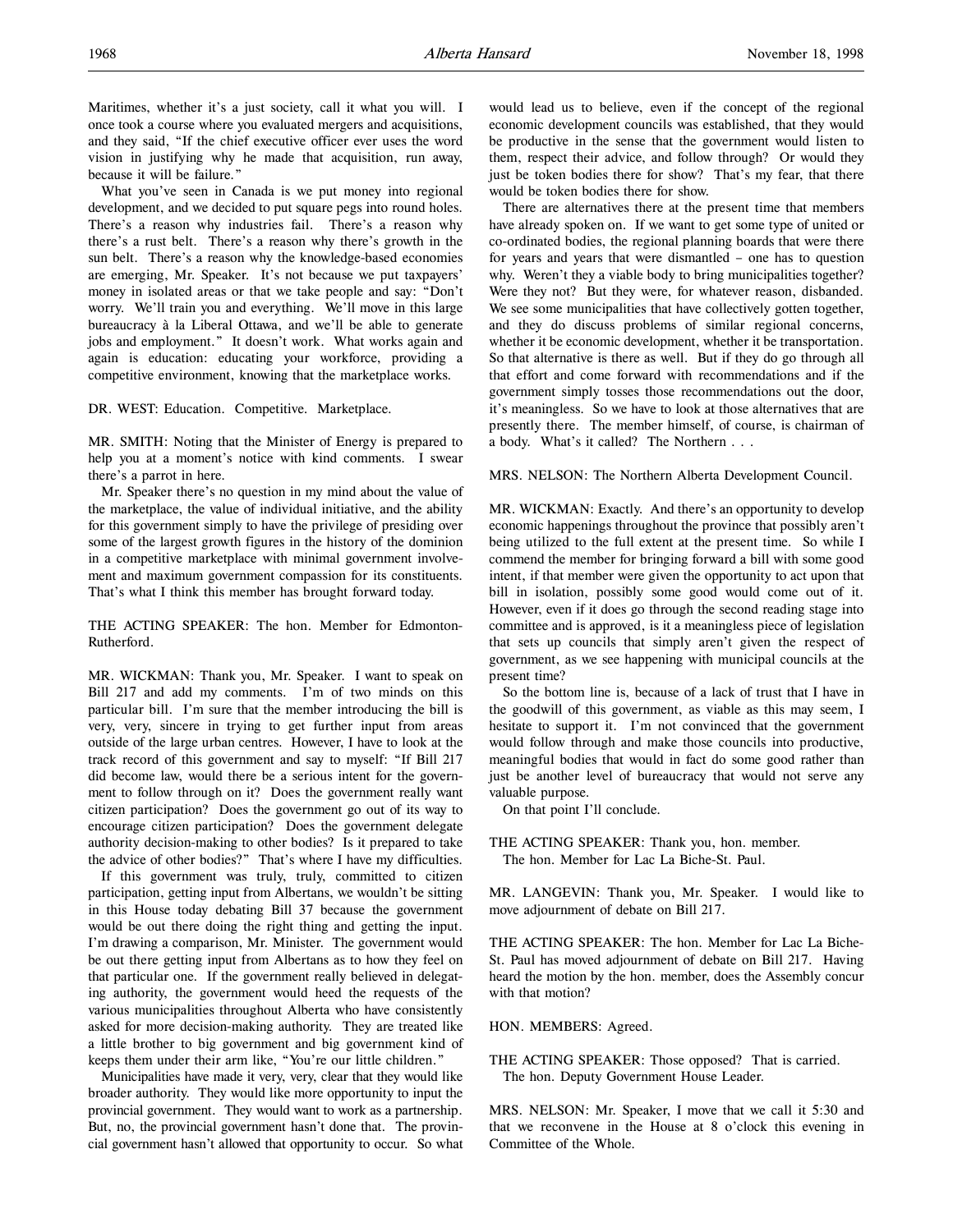Maritimes, whether it's a just society, call it what you will. I once took a course where you evaluated mergers and acquisitions, and they said, "If the chief executive officer ever uses the word vision in justifying why he made that acquisition, run away, because it will be failure."

What you've seen in Canada is we put money into regional development, and we decided to put square pegs into round holes. There's a reason why industries fail. There's a reason why there's a rust belt. There's a reason why there's growth in the sun belt. There's a reason why the knowledge-based economies are emerging, Mr. Speaker. It's not because we put taxpayers' money in isolated areas or that we take people and say: "Don't worry. We'll train you and everything. We'll move in this large bureaucracy à la Liberal Ottawa, and we'll be able to generate jobs and employment." It doesn't work. What works again and again is education: educating your workforce, providing a competitive environment, knowing that the marketplace works.

DR. WEST: Education. Competitive. Marketplace.

MR. SMITH: Noting that the Minister of Energy is prepared to help you at a moment's notice with kind comments. I swear there's a parrot in here.

Mr. Speaker there's no question in my mind about the value of the marketplace, the value of individual initiative, and the ability for this government simply to have the privilege of presiding over some of the largest growth figures in the history of the dominion in a competitive marketplace with minimal government involvement and maximum government compassion for its constituents. That's what I think this member has brought forward today.

THE ACTING SPEAKER: The hon. Member for Edmonton-Rutherford.

MR. WICKMAN: Thank you, Mr. Speaker. I want to speak on Bill 217 and add my comments. I'm of two minds on this particular bill. I'm sure that the member introducing the bill is very, very, sincere in trying to get further input from areas outside of the large urban centres. However, I have to look at the track record of this government and say to myself: "If Bill 217 did become law, would there be a serious intent for the government to follow through on it? Does the government really want citizen participation? Does the government go out of its way to encourage citizen participation? Does the government delegate authority decision-making to other bodies? Is it prepared to take the advice of other bodies?" That's where I have my difficulties.

If this government was truly, truly, committed to citizen participation, getting input from Albertans, we wouldn't be sitting in this House today debating Bill 37 because the government would be out there doing the right thing and getting the input. I'm drawing a comparison, Mr. Minister. The government would be out there getting input from Albertans as to how they feel on that particular one. If the government really believed in delegating authority, the government would heed the requests of the various municipalities throughout Alberta who have consistently asked for more decision-making authority. They are treated like a little brother to big government and big government kind of keeps them under their arm like, "You're our little children."

Municipalities have made it very, very, clear that they would like broader authority. They would like more opportunity to input the provincial government. They would want to work as a partnership. But, no, the provincial government hasn't done that. The provincial government hasn't allowed that opportunity to occur. So what would lead us to believe, even if the concept of the regional economic development councils was established, that they would be productive in the sense that the government would listen to them, respect their advice, and follow through? Or would they just be token bodies there for show? That's my fear, that there would be token bodies there for show.

There are alternatives there at the present time that members have already spoken on. If we want to get some type of united or co-ordinated bodies, the regional planning boards that were there for years and years that were dismantled – one has to question why. Weren't they a viable body to bring municipalities together? Were they not? But they were, for whatever reason, disbanded. We see some municipalities that have collectively gotten together, and they do discuss problems of similar regional concerns, whether it be economic development, whether it be transportation. So that alternative is there as well. But if they do go through all that effort and come forward with recommendations and if the government simply tosses those recommendations out the door, it's meaningless. So we have to look at those alternatives that are presently there. The member himself, of course, is chairman of a body. What's it called? The Northern . . .

MRS. NELSON: The Northern Alberta Development Council.

MR. WICKMAN: Exactly. And there's an opportunity to develop economic happenings throughout the province that possibly aren't being utilized to the full extent at the present time. So while I commend the member for bringing forward a bill with some good intent, if that member were given the opportunity to act upon that bill in isolation, possibly some good would come out of it. However, even if it does go through the second reading stage into committee and is approved, is it a meaningless piece of legislation that sets up councils that simply aren't given the respect of government, as we see happening with municipal councils at the present time?

So the bottom line is, because of a lack of trust that I have in the goodwill of this government, as viable as this may seem, I hesitate to support it. I'm not convinced that the government would follow through and make those councils into productive, meaningful bodies that would in fact do some good rather than just be another level of bureaucracy that would not serve any valuable purpose.

On that point I'll conclude.

THE ACTING SPEAKER: Thank you, hon. member.

The hon. Member for Lac La Biche-St. Paul.

MR. LANGEVIN: Thank you, Mr. Speaker. I would like to move adjournment of debate on Bill 217.

THE ACTING SPEAKER: The hon. Member for Lac La Biche-St. Paul has moved adjournment of debate on Bill 217. Having heard the motion by the hon. member, does the Assembly concur with that motion?

HON. MEMBERS: Agreed.

THE ACTING SPEAKER: Those opposed? That is carried.

The hon. Deputy Government House Leader.

MRS. NELSON: Mr. Speaker, I move that we call it 5:30 and that we reconvene in the House at 8 o'clock this evening in Committee of the Whole.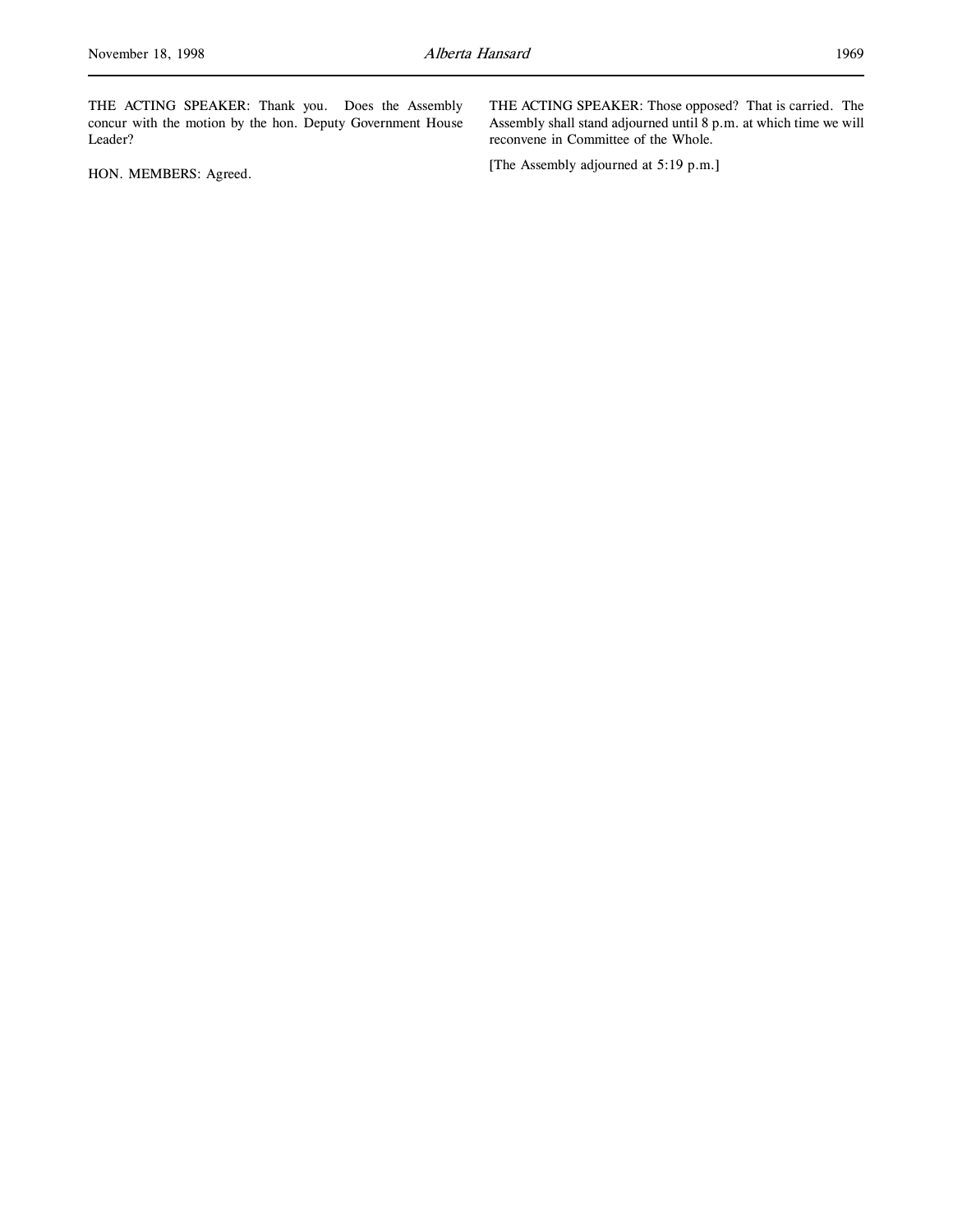THE ACTING SPEAKER: Thank you. Does the Assembly concur with the motion by the hon. Deputy Government House Leader?

HON. MEMBERS: Agreed.

THE ACTING SPEAKER: Those opposed? That is carried. The Assembly shall stand adjourned until 8 p.m. at which time we will reconvene in Committee of the Whole.

[The Assembly adjourned at 5:19 p.m.]